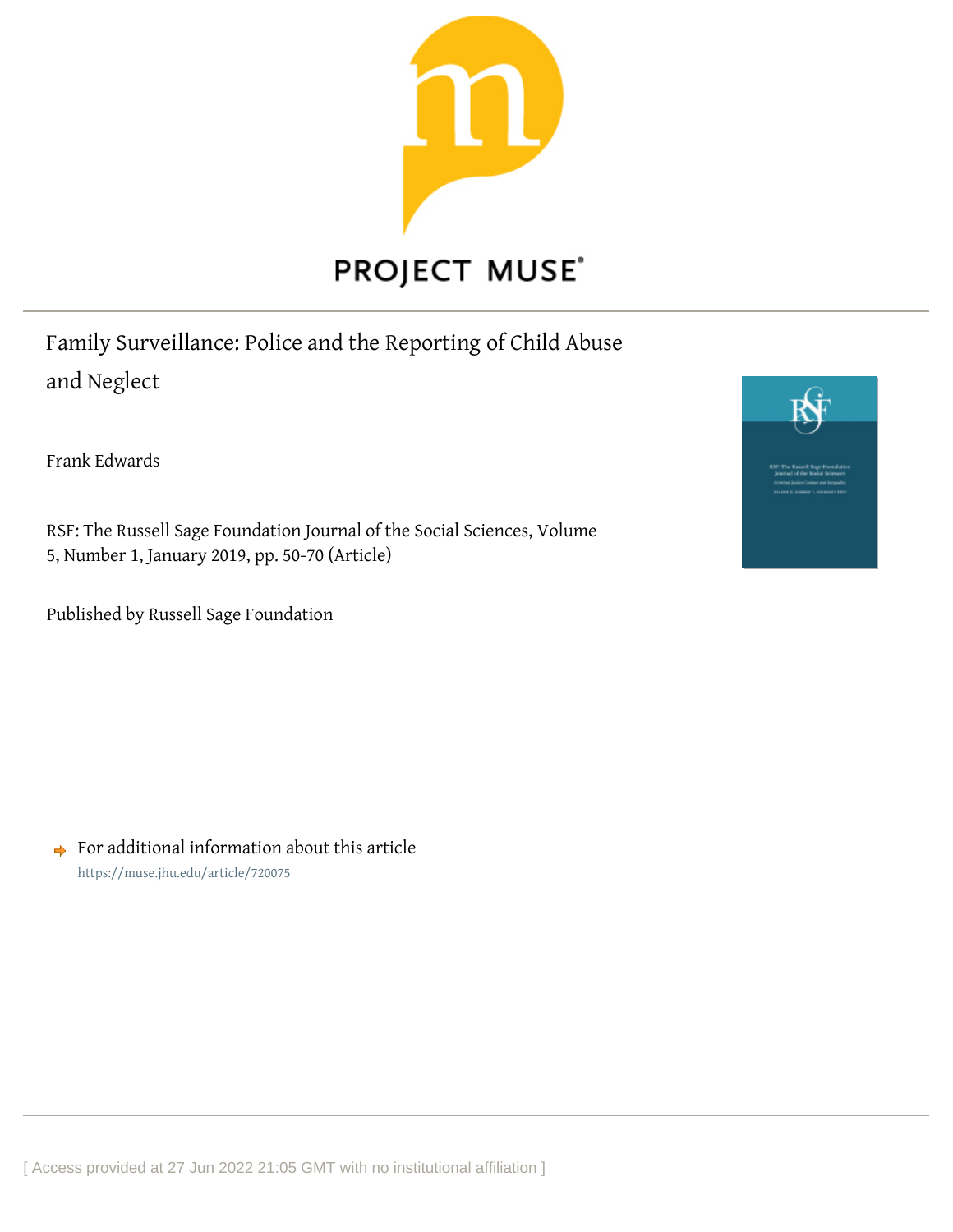PROJECT MUSE

# Family Surveillance: Police and the Reporting of Child Abuse and Neglect

Frank Edwards

RSF: The Russell Sage Foundation Journal of the Social Sciences, Volume 5, Number 1, January 2019, pp. 50-70 (Article)

Published by Russell Sage Foundation

For additional information about this article
https://muse.jhu.edu/article/720075

[ Access provided at 27 Jun 2022 21:05 GMT with no institutional affiliation ]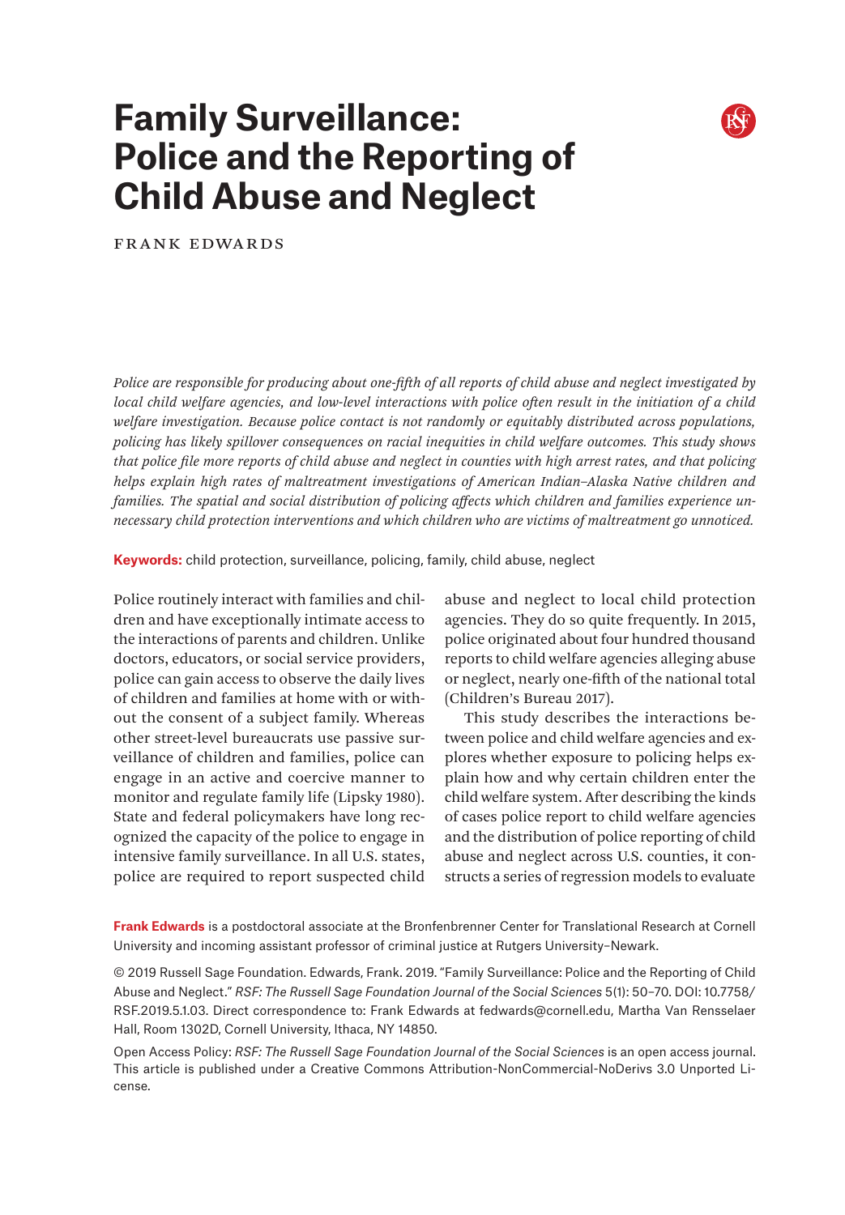# Family Surveillance: Police and the Reporting of Child Abuse and Neglect

FRANK EDWARDS

*Police are responsible for producing about one-fifth of all reports of child abuse and neglect investigated by local child welfare agencies, and low-level interactions with police often result in the initiation of a child welfare investigation. Because police contact is not randomly or equitably distributed across populations, policing has likely spillover consequences on racial inequities in child welfare outcomes. This study shows that police file more reports of child abuse and neglect in counties with high arrest rates, and that policing helps explain high rates of maltreatment investigations of American Indian–Alaska Native children and families. The spatial and social distribution of policing affects which children and families experience unnecessary child protection interventions and which children who are victims of maltreatment go unnoticed.*

**Keywords:** child protection, surveillance, policing, family, child abuse, neglect

Police routinely interact with families and children and have exceptionally intimate access to the interactions of parents and children. Unlike doctors, educators, or social service providers, police can gain access to observe the daily lives of children and families at home with or without the consent of a subject family. Whereas other street-level bureaucrats use passive surveillance of children and families, police can engage in an active and coercive manner to monitor and regulate family life (Lipsky 1980). State and federal policymakers have long recognized the capacity of the police to engage in intensive family surveillance. In all U.S. states, police are required to report suspected child abuse and neglect to local child protection agencies. They do so quite frequently. In 2015, police originated about four hundred thousand reports to child welfare agencies alleging abuse or neglect, nearly one-fifth of the national total (Children's Bureau 2017).

This study describes the interactions between police and child welfare agencies and explores whether exposure to policing helps explain how and why certain children enter the child welfare system. After describing the kinds of cases police report to child welfare agencies and the distribution of police reporting of child abuse and neglect across U.S. counties, it constructs a series of regression models to evaluate

**Frank Edwards** is a postdoctoral associate at the Bronfenbrenner Center for Translational Research at Cornell University and incoming assistant professor of criminal justice at Rutgers University–Newark.

© 2019 Russell Sage Foundation. Edwards, Frank. 2019. "Family Surveillance: Police and the Reporting of Child Abuse and Neglect." *RSF: The Russell Sage Foundation Journal of the Social Sciences* 5(1): 50–70. DOI: 10.7758/RSF.2019.5.1.03. Direct correspondence to: Frank Edwards at fedwards@cornell.edu, Martha Van Rensselaer Hall, Room 1302D, Cornell University, Ithaca, NY 14850.

Open Access Policy: *RSF: The Russell Sage Foundation Journal of the Social Sciences* is an open access journal. This article is published under a Creative Commons Attribution-NonCommercial-NoDerivs 3.0 Unported License.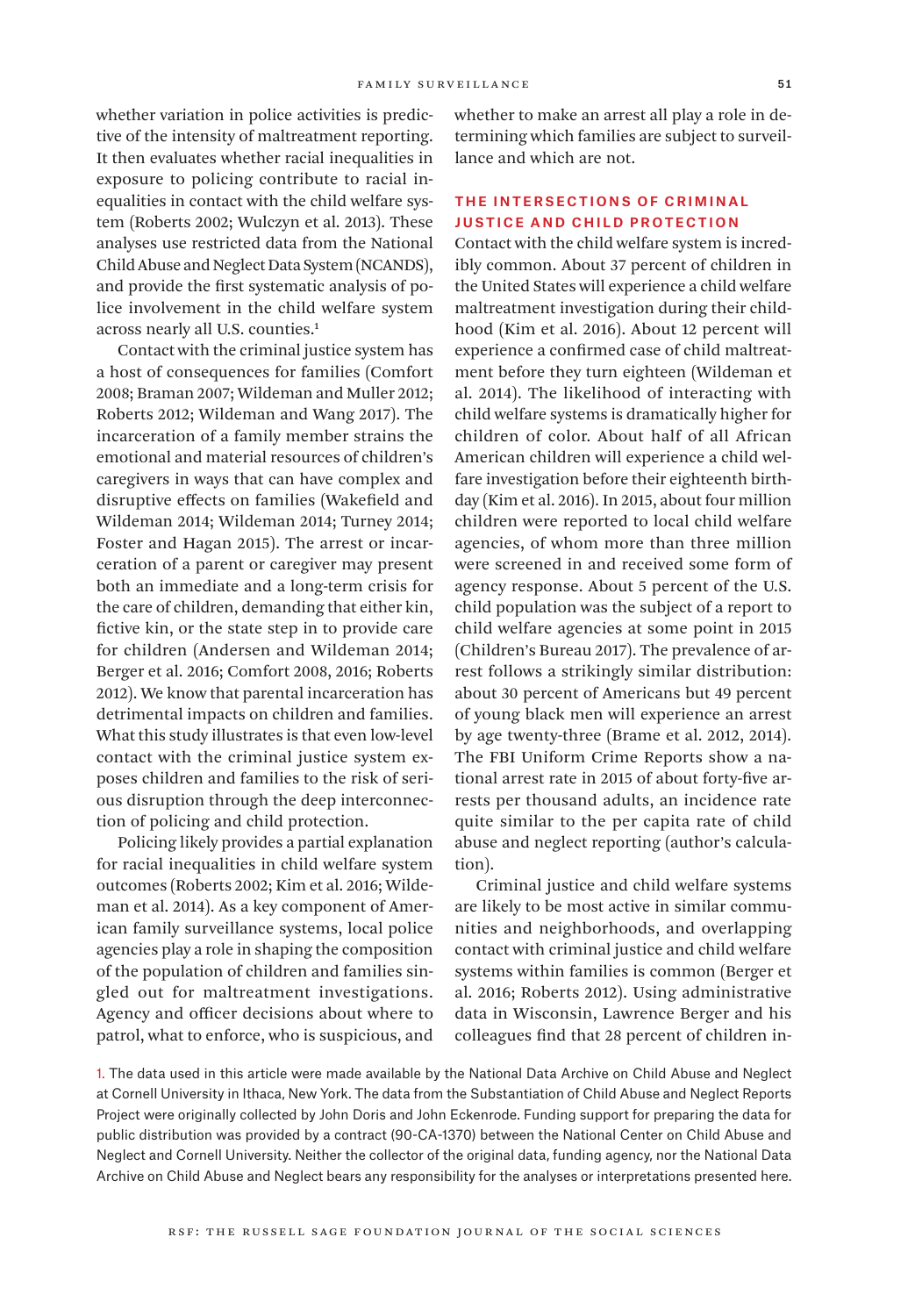whether variation in police activities is predictive of the intensity of maltreatment reporting. It then evaluates whether racial inequalities in exposure to policing contribute to racial inequalities in contact with the child welfare system (Roberts 2002; Wulczyn et al. 2013). These analyses use restricted data from the National Child Abuse and Neglect Data System (NCANDS), and provide the first systematic analysis of police involvement in the child welfare system across nearly all U.S. counties.[1]

Contact with the criminal justice system has a host of consequences for families (Comfort 2008; Braman 2007; Wildeman and Muller 2012; Roberts 2012; Wildeman and Wang 2017). The incarceration of a family member strains the emotional and material resources of children's caregivers in ways that can have complex and disruptive effects on families (Wakefield and Wildeman 2014; Wildeman 2014; Turney 2014; Foster and Hagan 2015). The arrest or incarceration of a parent or caregiver may present both an immediate and a long-term crisis for the care of children, demanding that either kin, fictive kin, or the state step in to provide care for children (Andersen and Wildeman 2014; Berger et al. 2016; Comfort 2008, 2016; Roberts 2012). We know that parental incarceration has detrimental impacts on children and families. What this study illustrates is that even low-level contact with the criminal justice system exposes children and families to the risk of serious disruption through the deep interconnection of policing and child protection.

Policing likely provides a partial explanation for racial inequalities in child welfare system outcomes (Roberts 2002; Kim et al. 2016; Wildeman et al. 2014). As a key component of American family surveillance systems, local police agencies play a role in shaping the composition of the population of children and families singled out for maltreatment investigations. Agency and officer decisions about where to patrol, what to enforce, who is suspicious, and whether to make an arrest all play a role in determining which families are subject to surveillance and which are not.

## The Intersections of Criminal Justice and Child Protection

Contact with the child welfare system is incredibly common. About 37 percent of children in the United States will experience a child welfare maltreatment investigation during their childhood (Kim et al. 2016). About 12 percent will experience a confirmed case of child maltreatment before they turn eighteen (Wildeman et al. 2014). The likelihood of interacting with child welfare systems is dramatically higher for children of color. About half of all African American children will experience a child welfare investigation before their eighteenth birthday (Kim et al. 2016). In 2015, about four million children were reported to local child welfare agencies, of whom more than three million were screened in and received some form of agency response. About 5 percent of the U.S. child population was the subject of a report to child welfare agencies at some point in 2015 (Children's Bureau 2017). The prevalence of arrest follows a strikingly similar distribution: about 30 percent of Americans but 49 percent of young black men will experience an arrest by age twenty-three (Brame et al. 2012, 2014). The FBI Uniform Crime Reports show a national arrest rate in 2015 of about forty-five arrests per thousand adults, an incidence rate quite similar to the per capita rate of child abuse and neglect reporting (author's calculation).

Criminal justice and child welfare systems are likely to be most active in similar communities and neighborhoods, and overlapping contact with criminal justice and child welfare systems within families is common (Berger et al. 2016; Roberts 2012). Using administrative data in Wisconsin, Lawrence Berger and his colleagues find that 28 percent of children in-

1. The data used in this article were made available by the National Data Archive on Child Abuse and Neglect at Cornell University in Ithaca, New York. The data from the Substantiation of Child Abuse and Neglect Reports Project were originally collected by John Doris and John Eckenrode. Funding support for preparing the data for public distribution was provided by a contract (90-CA-1370) between the National Center on Child Abuse and Neglect and Cornell University. Neither the collector of the original data, funding agency, nor the National Data Archive on Child Abuse and Neglect bears any responsibility for the analyses or interpretations presented here.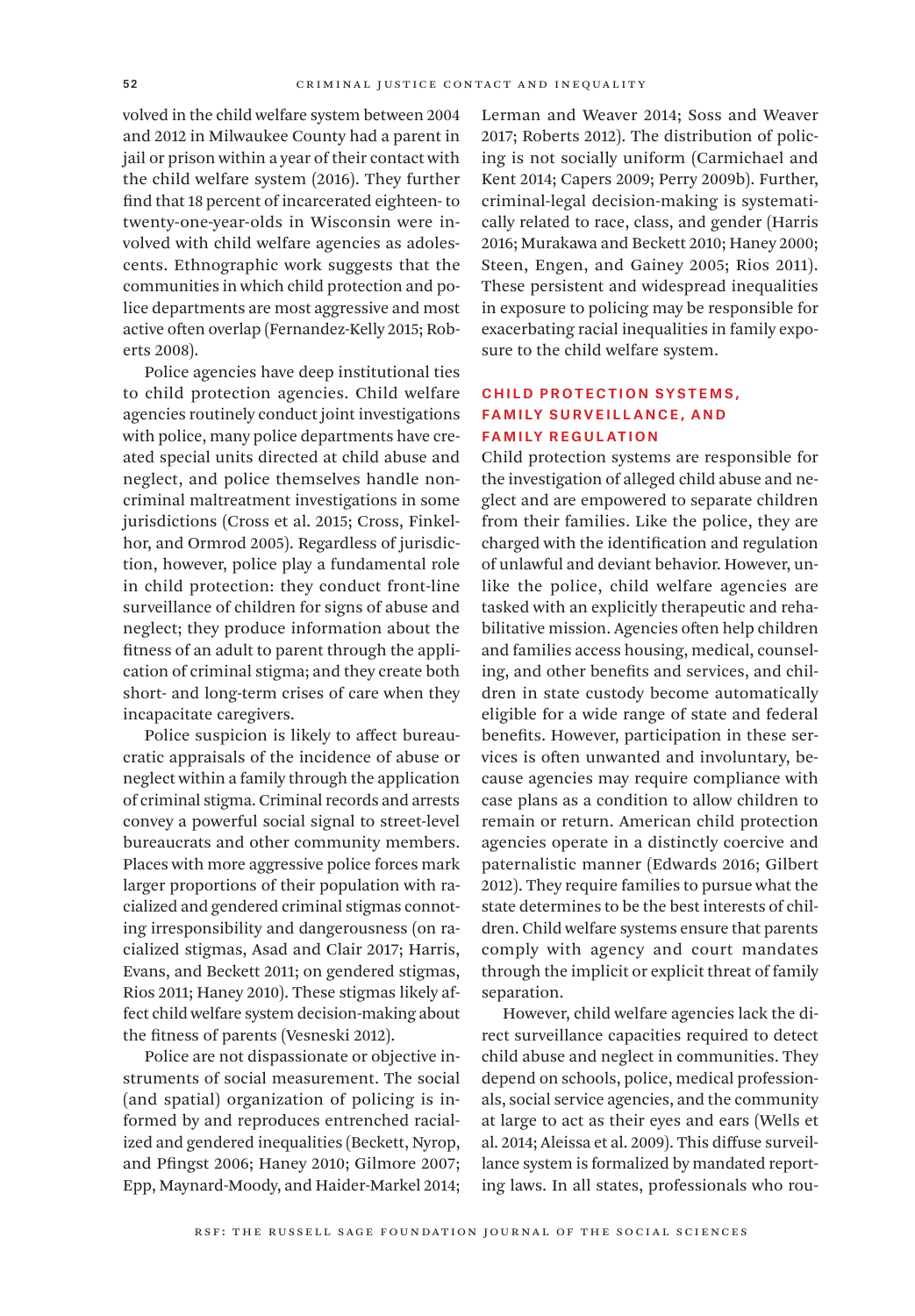volved in the child welfare system between 2004 and 2012 in Milwaukee County had a parent in jail or prison within a year of their contact with the child welfare system (2016). They further find that 18 percent of incarcerated eighteen- to twenty-one-year-olds in Wisconsin were involved with child welfare agencies as adolescents. Ethnographic work suggests that the communities in which child protection and police departments are most aggressive and most active often overlap (Fernandez-Kelly 2015; Roberts 2008).

Police agencies have deep institutional ties to child protection agencies. Child welfare agencies routinely conduct joint investigations with police, many police departments have created special units directed at child abuse and neglect, and police themselves handle noncriminal maltreatment investigations in some jurisdictions (Cross et al. 2015; Cross, Finkelhor, and Ormrod 2005). Regardless of jurisdiction, however, police play a fundamental role in child protection: they conduct front-line surveillance of children for signs of abuse and neglect; they produce information about the fitness of an adult to parent through the application of criminal stigma; and they create both short- and long-term crises of care when they incapacitate caregivers.

Police suspicion is likely to affect bureaucratic appraisals of the incidence of abuse or neglect within a family through the application of criminal stigma. Criminal records and arrests convey a powerful social signal to street-level bureaucrats and other community members. Places with more aggressive police forces mark larger proportions of their population with racialized and gendered criminal stigmas connoting irresponsibility and dangerousness (on racialized stigmas, Asad and Clair 2017; Harris, Evans, and Beckett 2011; on gendered stigmas, Rios 2011; Haney 2010). These stigmas likely affect child welfare system decision-making about the fitness of parents (Vesneski 2012).

Police are not dispassionate or objective instruments of social measurement. The social (and spatial) organization of policing is informed by and reproduces entrenched racialized and gendered inequalities (Beckett, Nyrop, and Pfingst 2006; Haney 2010; Gilmore 2007; Epp, Maynard-Moody, and Haider-Markel 2014; Lerman and Weaver 2014; Soss and Weaver 2017; Roberts 2012). The distribution of policing is not socially uniform (Carmichael and Kent 2014; Capers 2009; Perry 2009b). Further, criminal-legal decision-making is systematically related to race, class, and gender (Harris 2016; Murakawa and Beckett 2010; Haney 2000; Steen, Engen, and Gainey 2005; Rios 2011). These persistent and widespread inequalities in exposure to policing may be responsible for exacerbating racial inequalities in family exposure to the child welfare system.

## CHILD PROTECTION SYSTEMS, FAMILY SURVEILLANCE, AND FAMILY REGULATION

Child protection systems are responsible for the investigation of alleged child abuse and neglect and are empowered to separate children from their families. Like the police, they are charged with the identification and regulation of unlawful and deviant behavior. However, unlike the police, child welfare agencies are tasked with an explicitly therapeutic and rehabilitative mission. Agencies often help children and families access housing, medical, counseling, and other benefits and services, and children in state custody become automatically eligible for a wide range of state and federal benefits. However, participation in these services is often unwanted and involuntary, because agencies may require compliance with case plans as a condition to allow children to remain or return. American child protection agencies operate in a distinctly coercive and paternalistic manner (Edwards 2016; Gilbert 2012). They require families to pursue what the state determines to be the best interests of children. Child welfare systems ensure that parents comply with agency and court mandates through the implicit or explicit threat of family separation.

However, child welfare agencies lack the direct surveillance capacities required to detect child abuse and neglect in communities. They depend on schools, police, medical professionals, social service agencies, and the community at large to act as their eyes and ears (Wells et al. 2014; Aleissa et al. 2009). This diffuse surveillance system is formalized by mandated reporting laws. In all states, professionals who rou-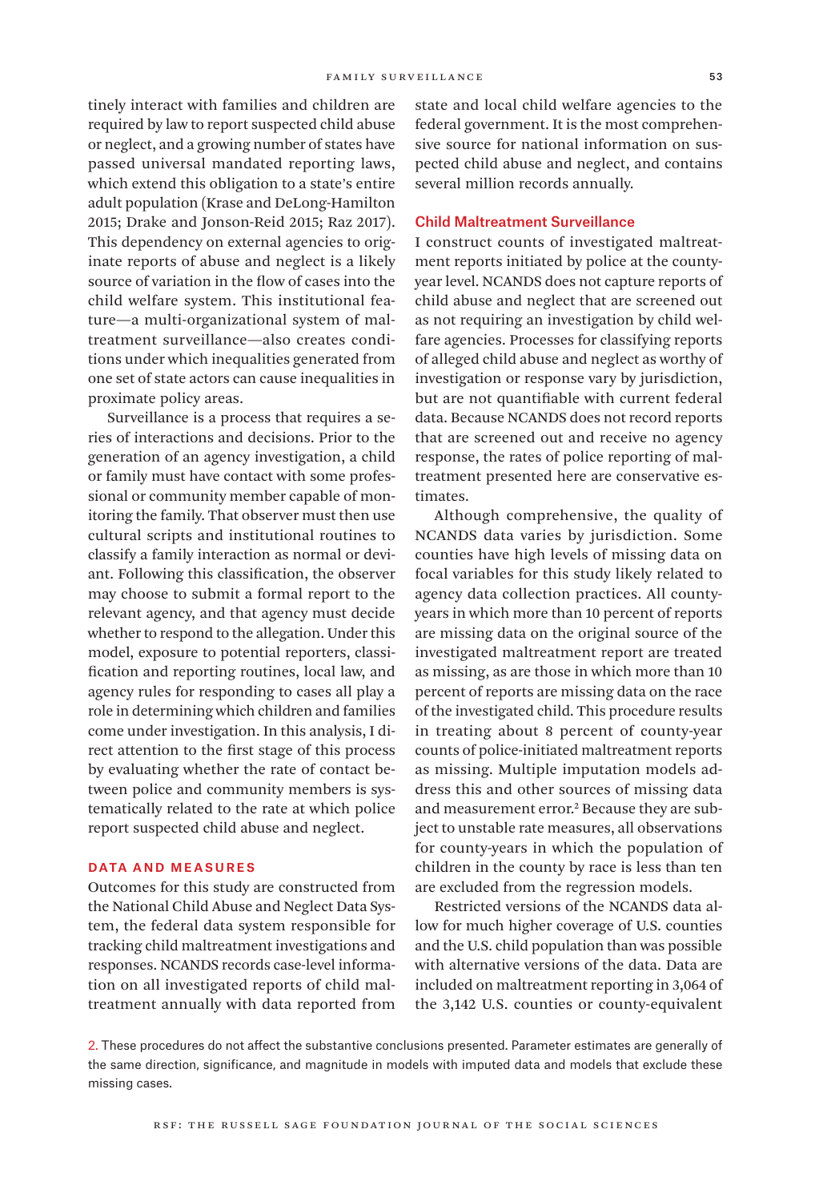tinely interact with families and children are required by law to report suspected child abuse or neglect, and a growing number of states have passed universal mandated reporting laws, which extend this obligation to a state's entire adult population (Krase and DeLong-Hamilton 2015; Drake and Jonson-Reid 2015; Raz 2017). This dependency on external agencies to originate reports of abuse and neglect is a likely source of variation in the flow of cases into the child welfare system. This institutional feature—a multi-organizational system of maltreatment surveillance—also creates conditions under which inequalities generated from one set of state actors can cause inequalities in proximate policy areas.

Surveillance is a process that requires a series of interactions and decisions. Prior to the generation of an agency investigation, a child or family must have contact with some professional or community member capable of monitoring the family. That observer must then use cultural scripts and institutional routines to classify a family interaction as normal or deviant. Following this classification, the observer may choose to submit a formal report to the relevant agency, and that agency must decide whether to respond to the allegation. Under this model, exposure to potential reporters, classification and reporting routines, local law, and agency rules for responding to cases all play a role in determining which children and families come under investigation. In this analysis, I direct attention to the first stage of this process by evaluating whether the rate of contact between police and community members is systematically related to the rate at which police report suspected child abuse and neglect.

## DATA AND MEASURES

Outcomes for this study are constructed from the National Child Abuse and Neglect Data System, the federal data system responsible for tracking child maltreatment investigations and responses. NCANDS records case-level information on all investigated reports of child maltreatment annually with data reported from state and local child welfare agencies to the federal government. It is the most comprehensive source for national information on suspected child abuse and neglect, and contains several million records annually.

### Child Maltreatment Surveillance

I construct counts of investigated maltreatment reports initiated by police at the county-year level. NCANDS does not capture reports of child abuse and neglect that are screened out as not requiring an investigation by child welfare agencies. Processes for classifying reports of alleged child abuse and neglect as worthy of investigation or response vary by jurisdiction, but are not quantifiable with current federal data. Because NCANDS does not record reports that are screened out and receive no agency response, the rates of police reporting of maltreatment presented here are conservative estimates.

Although comprehensive, the quality of NCANDS data varies by jurisdiction. Some counties have high levels of missing data on focal variables for this study likely related to agency data collection practices. All county-years in which more than 10 percent of reports are missing data on the original source of the investigated maltreatment report are treated as missing, as are those in which more than 10 percent of reports are missing data on the race of the investigated child. This procedure results in treating about 8 percent of county-year counts of police-initiated maltreatment reports as missing. Multiple imputation models address this and other sources of missing data and measurement error.[2] Because they are subject to unstable rate measures, all observations for county-years in which the population of children in the county by race is less than ten are excluded from the regression models.

Restricted versions of the NCANDS data allow for much higher coverage of U.S. counties and the U.S. child population than was possible with alternative versions of the data. Data are included on maltreatment reporting in 3,064 of the 3,142 U.S. counties or county-equivalent

2. These procedures do not affect the substantive conclusions presented. Parameter estimates are generally of the same direction, significance, and magnitude in models with imputed data and models that exclude these missing cases.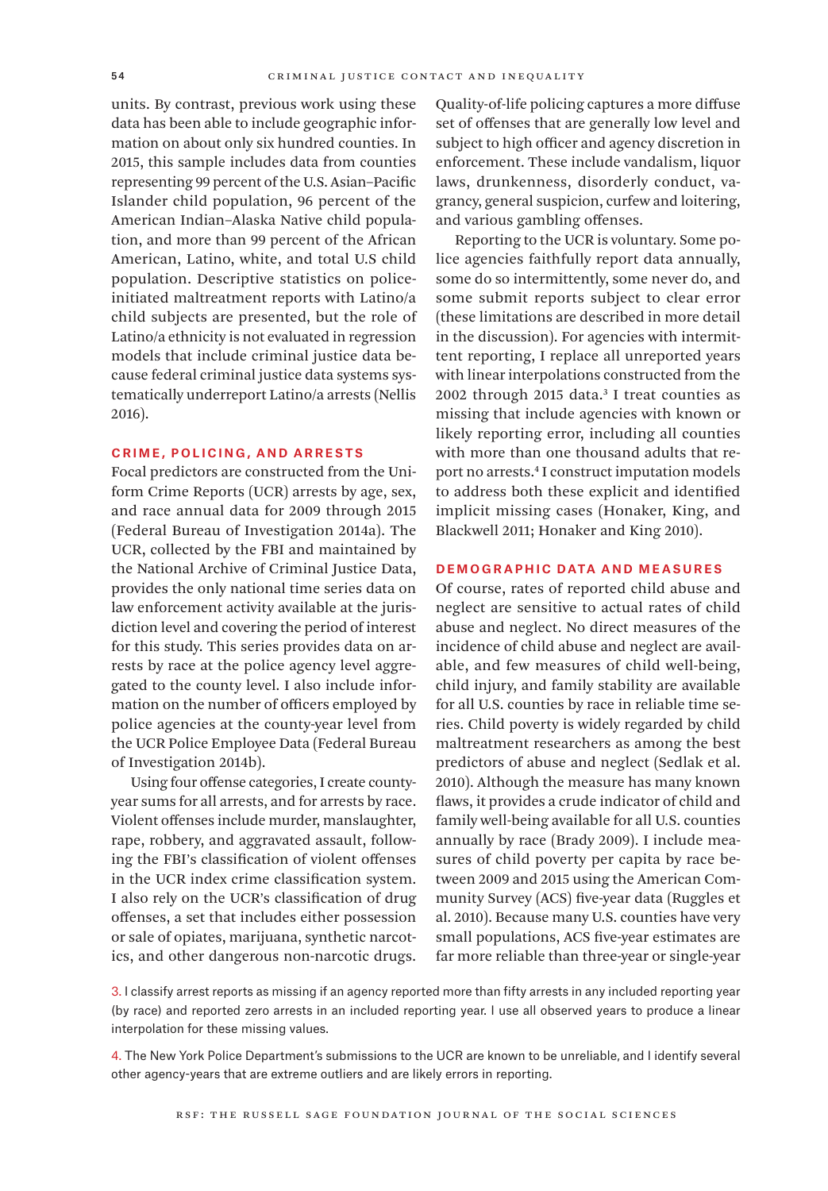units. By contrast, previous work using these data has been able to include geographic information on about only six hundred counties. In 2015, this sample includes data from counties representing 99 percent of the U.S. Asian–Pacific Islander child population, 96 percent of the American Indian–Alaska Native child population, and more than 99 percent of the African American, Latino, white, and total U.S child population. Descriptive statistics on police-initiated maltreatment reports with Latino/a child subjects are presented, but the role of Latino/a ethnicity is not evaluated in regression models that include criminal justice data because federal criminal justice data systems systematically underreport Latino/a arrests (Nellis 2016).

## CRIME, POLICING, AND ARRESTS

Focal predictors are constructed from the Uniform Crime Reports (UCR) arrests by age, sex, and race annual data for 2009 through 2015 (Federal Bureau of Investigation 2014a). The UCR, collected by the FBI and maintained by the National Archive of Criminal Justice Data, provides the only national time series data on law enforcement activity available at the jurisdiction level and covering the period of interest for this study. This series provides data on arrests by race at the police agency level aggregated to the county level. I also include information on the number of officers employed by police agencies at the county-year level from the UCR Police Employee Data (Federal Bureau of Investigation 2014b).

Using four offense categories, I create county-year sums for all arrests, and for arrests by race. Violent offenses include murder, manslaughter, rape, robbery, and aggravated assault, following the FBI's classification of violent offenses in the UCR index crime classification system. I also rely on the UCR's classification of drug offenses, a set that includes either possession or sale of opiates, marijuana, synthetic narcotics, and other dangerous non-narcotic drugs. Quality-of-life policing captures a more diffuse set of offenses that are generally low level and subject to high officer and agency discretion in enforcement. These include vandalism, liquor laws, drunkenness, disorderly conduct, vagrancy, general suspicion, curfew and loitering, and various gambling offenses.

Reporting to the UCR is voluntary. Some police agencies faithfully report data annually, some do so intermittently, some never do, and some submit reports subject to clear error (these limitations are described in more detail in the discussion). For agencies with intermittent reporting, I replace all unreported years with linear interpolations constructed from the 2002 through 2015 data.[3] I treat counties as missing that include agencies with known or likely reporting error, including all counties with more than one thousand adults that report no arrests.[4] I construct imputation models to address both these explicit and identified implicit missing cases (Honaker, King, and Blackwell 2011; Honaker and King 2010).

## DEMOGRAPHIC DATA AND MEASURES

Of course, rates of reported child abuse and neglect are sensitive to actual rates of child abuse and neglect. No direct measures of the incidence of child abuse and neglect are available, and few measures of child well-being, child injury, and family stability are available for all U.S. counties by race in reliable time series. Child poverty is widely regarded by child maltreatment researchers as among the best predictors of abuse and neglect (Sedlak et al. 2010). Although the measure has many known flaws, it provides a crude indicator of child and family well-being available for all U.S. counties annually by race (Brady 2009). I include measures of child poverty per capita by race between 2009 and 2015 using the American Community Survey (ACS) five-year data (Ruggles et al. 2010). Because many U.S. counties have very small populations, ACS five-year estimates are far more reliable than three-year or single-year

3. I classify arrest reports as missing if an agency reported more than fifty arrests in any included reporting year (by race) and reported zero arrests in an included reporting year. I use all observed years to produce a linear interpolation for these missing values.

4. The New York Police Department's submissions to the UCR are known to be unreliable, and I identify several other agency-years that are extreme outliers and are likely errors in reporting.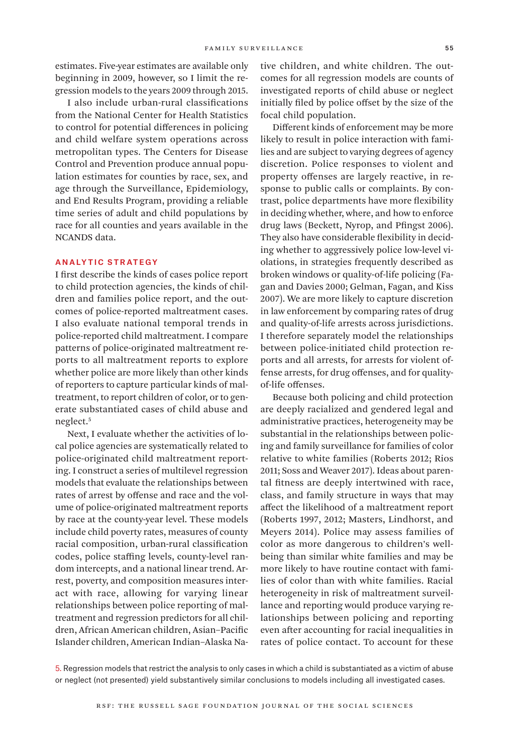estimates. Five-year estimates are available only beginning in 2009, however, so I limit the regression models to the years 2009 through 2015.

I also include urban-rural classifications from the National Center for Health Statistics to control for potential differences in policing and child welfare system operations across metropolitan types. The Centers for Disease Control and Prevention produce annual population estimates for counties by race, sex, and age through the Surveillance, Epidemiology, and End Results Program, providing a reliable time series of adult and child populations by race for all counties and years available in the NCANDS data.

## ANALYTIC STRATEGY

I first describe the kinds of cases police report to child protection agencies, the kinds of children and families police report, and the outcomes of police-reported maltreatment cases. I also evaluate national temporal trends in police-reported child maltreatment. I compare patterns of police-originated maltreatment reports to all maltreatment reports to explore whether police are more likely than other kinds of reporters to capture particular kinds of maltreatment, to report children of color, or to generate substantiated cases of child abuse and neglect.[5]

Next, I evaluate whether the activities of local police agencies are systematically related to police-originated child maltreatment reporting. I construct a series of multilevel regression models that evaluate the relationships between rates of arrest by offense and race and the volume of police-originated maltreatment reports by race at the county-year level. These models include child poverty rates, measures of county racial composition, urban-rural classification codes, police staffing levels, county-level random intercepts, and a national linear trend. Arrest, poverty, and composition measures interact with race, allowing for varying linear relationships between police reporting of maltreatment and regression predictors for all children, African American children, Asian–Pacific Islander children, American Indian–Alaska Native children, and white children. The outcomes for all regression models are counts of investigated reports of child abuse or neglect initially filed by police offset by the size of the focal child population.

Different kinds of enforcement may be more likely to result in police interaction with families and are subject to varying degrees of agency discretion. Police responses to violent and property offenses are largely reactive, in response to public calls or complaints. By contrast, police departments have more flexibility in deciding whether, where, and how to enforce drug laws (Beckett, Nyrop, and Pfingst 2006). They also have considerable flexibility in deciding whether to aggressively police low-level violations, in strategies frequently described as broken windows or quality-of-life policing (Fagan and Davies 2000; Gelman, Fagan, and Kiss 2007). We are more likely to capture discretion in law enforcement by comparing rates of drug and quality-of-life arrests across jurisdictions. I therefore separately model the relationships between police-initiated child protection reports and all arrests, for arrests for violent offense arrests, for drug offenses, and for quality-of-life offenses.

Because both policing and child protection are deeply racialized and gendered legal and administrative practices, heterogeneity may be substantial in the relationships between policing and family surveillance for families of color relative to white families (Roberts 2012; Rios 2011; Soss and Weaver 2017). Ideas about parental fitness are deeply intertwined with race, class, and family structure in ways that may affect the likelihood of a maltreatment report (Roberts 1997, 2012; Masters, Lindhorst, and Meyers 2014). Police may assess families of color as more dangerous to children's well-being than similar white families and may be more likely to have routine contact with families of color than with white families. Racial heterogeneity in risk of maltreatment surveillance and reporting would produce varying relationships between policing and reporting even after accounting for racial inequalities in rates of police contact. To account for these

5. Regression models that restrict the analysis to only cases in which a child is substantiated as a victim of abuse or neglect (not presented) yield substantively similar conclusions to models including all investigated cases.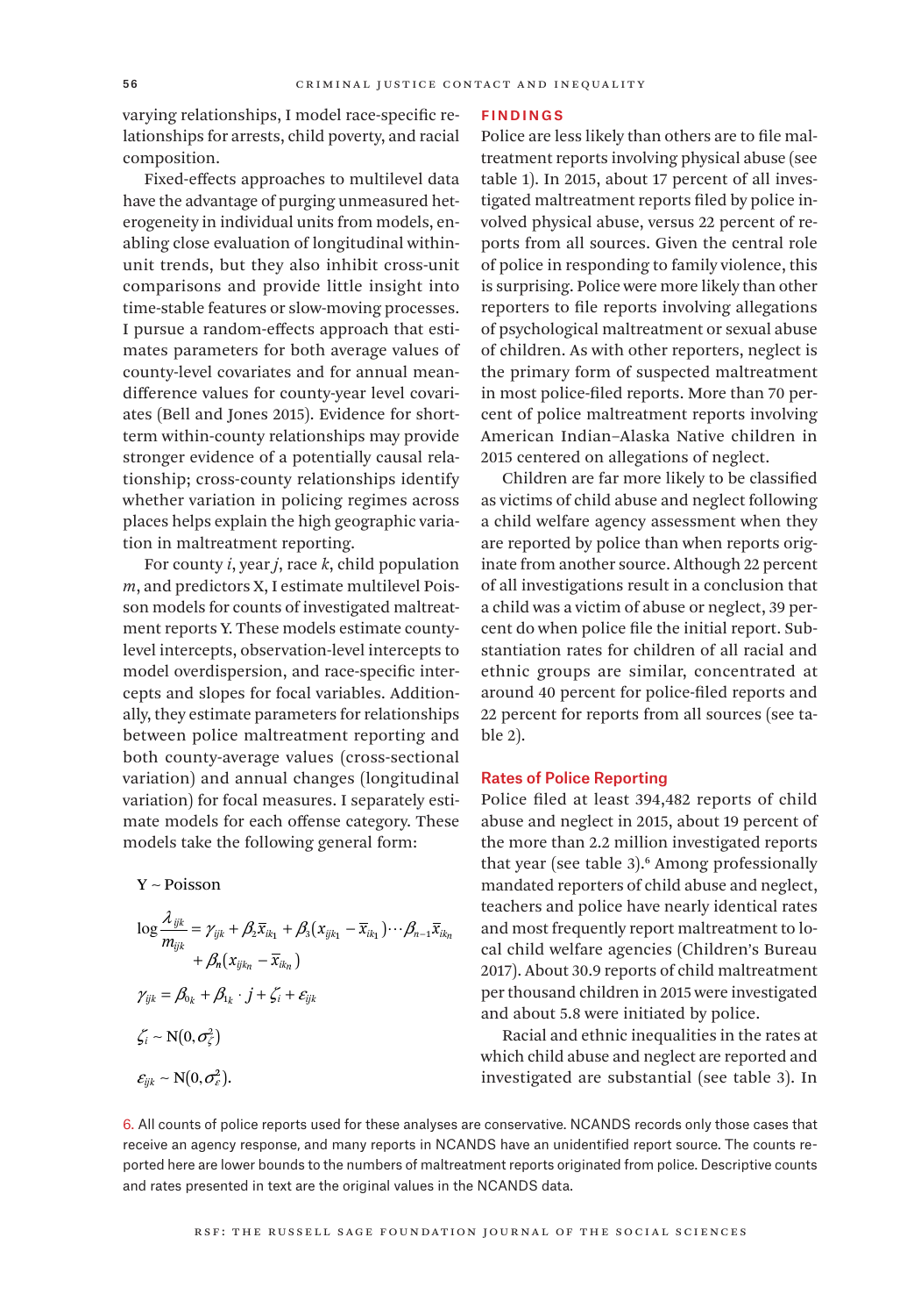varying relationships, I model race-specific relationships for arrests, child poverty, and racial composition.

Fixed-effects approaches to multilevel data have the advantage of purging unmeasured heterogeneity in individual units from models, enabling close evaluation of longitudinal within-unit trends, but they also inhibit cross-unit comparisons and provide little insight into time-stable features or slow-moving processes. I pursue a random-effects approach that estimates parameters for both average values of county-level covariates and for annual mean-difference values for county-year level covariates (Bell and Jones 2015). Evidence for short-term within-county relationships may provide stronger evidence of a potentially causal relationship; cross-county relationships identify whether variation in policing regimes across places helps explain the high geographic variation in maltreatment reporting.

For county $i$, year $j$, race $k$, child population $m$, and predictors X, I estimate multilevel Poisson models for counts of investigated maltreatment reports Y. These models estimate county-level intercepts, observation-level intercepts to model overdispersion, and race-specific intercepts and slopes for focal variables. Additionally, they estimate parameters for relationships between police maltreatment reporting and both county-average values (cross-sectional variation) and annual changes (longitudinal variation) for focal measures. I separately estimate models for each offense category. These models take the following general form:

$$Y \sim \text{Poisson}$$

$$\log \frac{\lambda_{ijk}}{m_{ijk}} = \gamma_{ijk} + \beta_2 \bar{x}_{ik_1} + \beta_3 (x_{ijk_1} - \bar{x}_{ik_1}) \cdots \beta_{n-1} \bar{x}_{ik_n} + \beta_n (x_{ijk_n} - \bar{x}_{ik_n})$$

$$\gamma_{ijk} = \beta_{0_k} + \beta_{1_k} \cdot j + \zeta_i + \varepsilon_{ijk}$$

$$\zeta_i \sim \text{N}(0, \sigma_\zeta^2)$$

$$\varepsilon_{ijk} \sim \text{N}(0, \sigma_\varepsilon^2).$$

## FINDINGS

Police are less likely than others are to file maltreatment reports involving physical abuse (see table 1). In 2015, about 17 percent of all investigated maltreatment reports filed by police involved physical abuse, versus 22 percent of reports from all sources. Given the central role of police in responding to family violence, this is surprising. Police were more likely than other reporters to file reports involving allegations of psychological maltreatment or sexual abuse of children. As with other reporters, neglect is the primary form of suspected maltreatment in most police-filed reports. More than 70 percent of police maltreatment reports involving American Indian–Alaska Native children in 2015 centered on allegations of neglect.

Children are far more likely to be classified as victims of child abuse and neglect following a child welfare agency assessment when they are reported by police than when reports originate from another source. Although 22 percent of all investigations result in a conclusion that a child was a victim of abuse or neglect, 39 percent do when police file the initial report. Substantiation rates for children of all racial and ethnic groups are similar, concentrated at around 40 percent for police-filed reports and 22 percent for reports from all sources (see table 2).

### Rates of Police Reporting

Police filed at least 394,482 reports of child abuse and neglect in 2015, about 19 percent of the more than 2.2 million investigated reports that year (see table 3).[6] Among professionally mandated reporters of child abuse and neglect, teachers and police have nearly identical rates and most frequently report maltreatment to local child welfare agencies (Children's Bureau 2017). About 30.9 reports of child maltreatment per thousand children in 2015 were investigated and about 5.8 were initiated by police.

Racial and ethnic inequalities in the rates at which child abuse and neglect are reported and investigated are substantial (see table 3). In

6. All counts of police reports used for these analyses are conservative. NCANDS records only those cases that receive an agency response, and many reports in NCANDS have an unidentified report source. The counts reported here are lower bounds to the numbers of maltreatment reports originated from police. Descriptive counts and rates presented in text are the original values in the NCANDS data.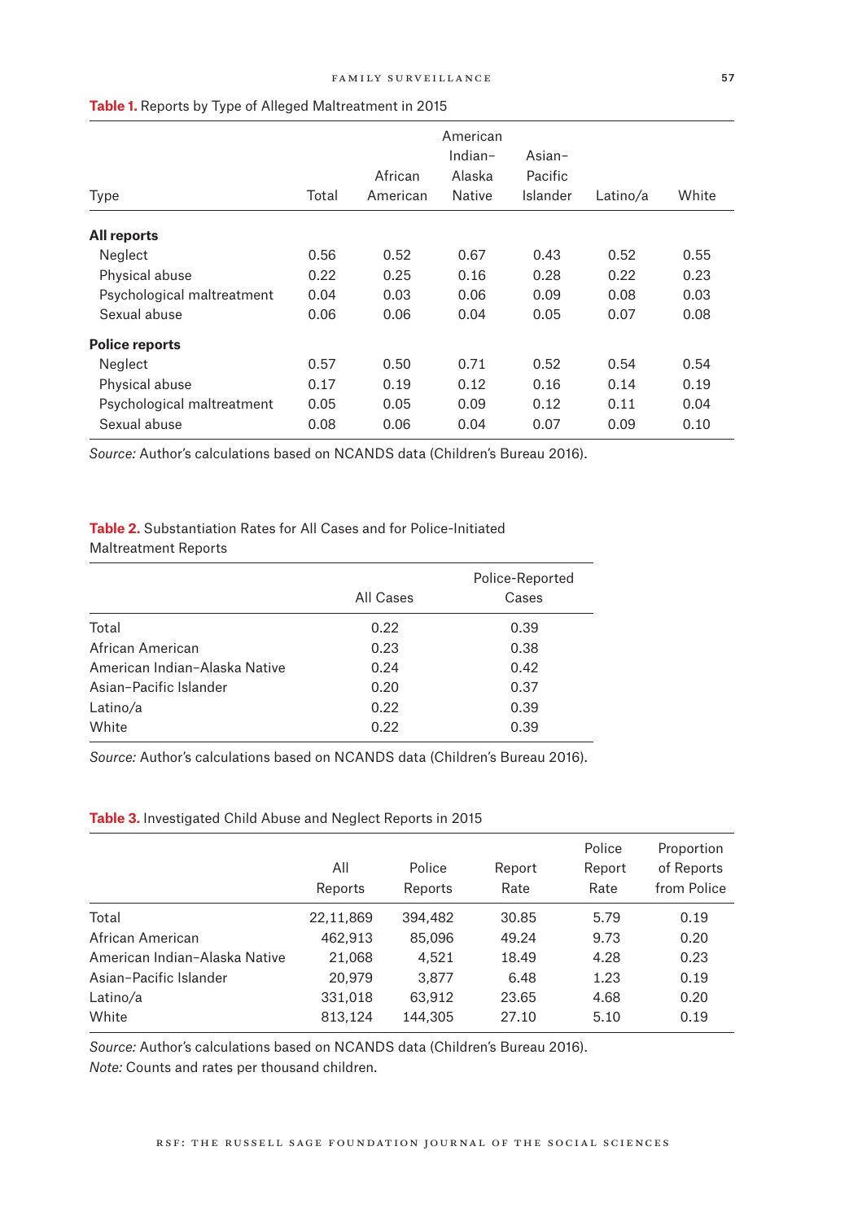**Table 1.** Reports by Type of Alleged Maltreatment in 2015

| Type | Total | African American | American Indian–Alaska Native | Asian–Pacific Islander | Latino/a | White |
|---|---|---|---|---|---|---|
| **All reports** | | | | | | |
| Neglect | 0.56 | 0.52 | 0.67 | 0.43 | 0.52 | 0.55 |
| Physical abuse | 0.22 | 0.25 | 0.16 | 0.28 | 0.22 | 0.23 |
| Psychological maltreatment | 0.04 | 0.03 | 0.06 | 0.09 | 0.08 | 0.03 |
| Sexual abuse | 0.06 | 0.06 | 0.04 | 0.05 | 0.07 | 0.08 |
| **Police reports** | | | | | | |
| Neglect | 0.57 | 0.50 | 0.71 | 0.52 | 0.54 | 0.54 |
| Physical abuse | 0.17 | 0.19 | 0.12 | 0.16 | 0.14 | 0.19 |
| Psychological maltreatment | 0.05 | 0.05 | 0.09 | 0.12 | 0.11 | 0.04 |
| Sexual abuse | 0.08 | 0.06 | 0.04 | 0.07 | 0.09 | 0.10 |

*Source:* Author's calculations based on NCANDS data (Children's Bureau 2016).

**Table 2.** Substantiation Rates for All Cases and for Police-Initiated Maltreatment Reports

| | All Cases | Police-Reported Cases |
|---|---|---|
| Total | 0.22 | 0.39 |
| African American | 0.23 | 0.38 |
| American Indian–Alaska Native | 0.24 | 0.42 |
| Asian–Pacific Islander | 0.20 | 0.37 |
| Latino/a | 0.22 | 0.39 |
| White | 0.22 | 0.39 |

*Source:* Author's calculations based on NCANDS data (Children's Bureau 2016).

**Table 3.** Investigated Child Abuse and Neglect Reports in 2015

| | All Reports | Police Reports | Report Rate | Police Report Rate | Proportion of Reports from Police |
|---|---|---|---|---|---|
| Total | 22,11,869 | 394,482 | 30.85 | 5.79 | 0.19 |
| African American | 462,913 | 85,096 | 49.24 | 9.73 | 0.20 |
| American Indian–Alaska Native | 21,068 | 4,521 | 18.49 | 4.28 | 0.23 |
| Asian–Pacific Islander | 20,979 | 3,877 | 6.48 | 1.23 | 0.19 |
| Latino/a | 331,018 | 63,912 | 23.65 | 4.68 | 0.20 |
| White | 813,124 | 144,305 | 27.10 | 5.10 | 0.19 |

*Source:* Author's calculations based on NCANDS data (Children's Bureau 2016).
*Note:* Counts and rates per thousand children.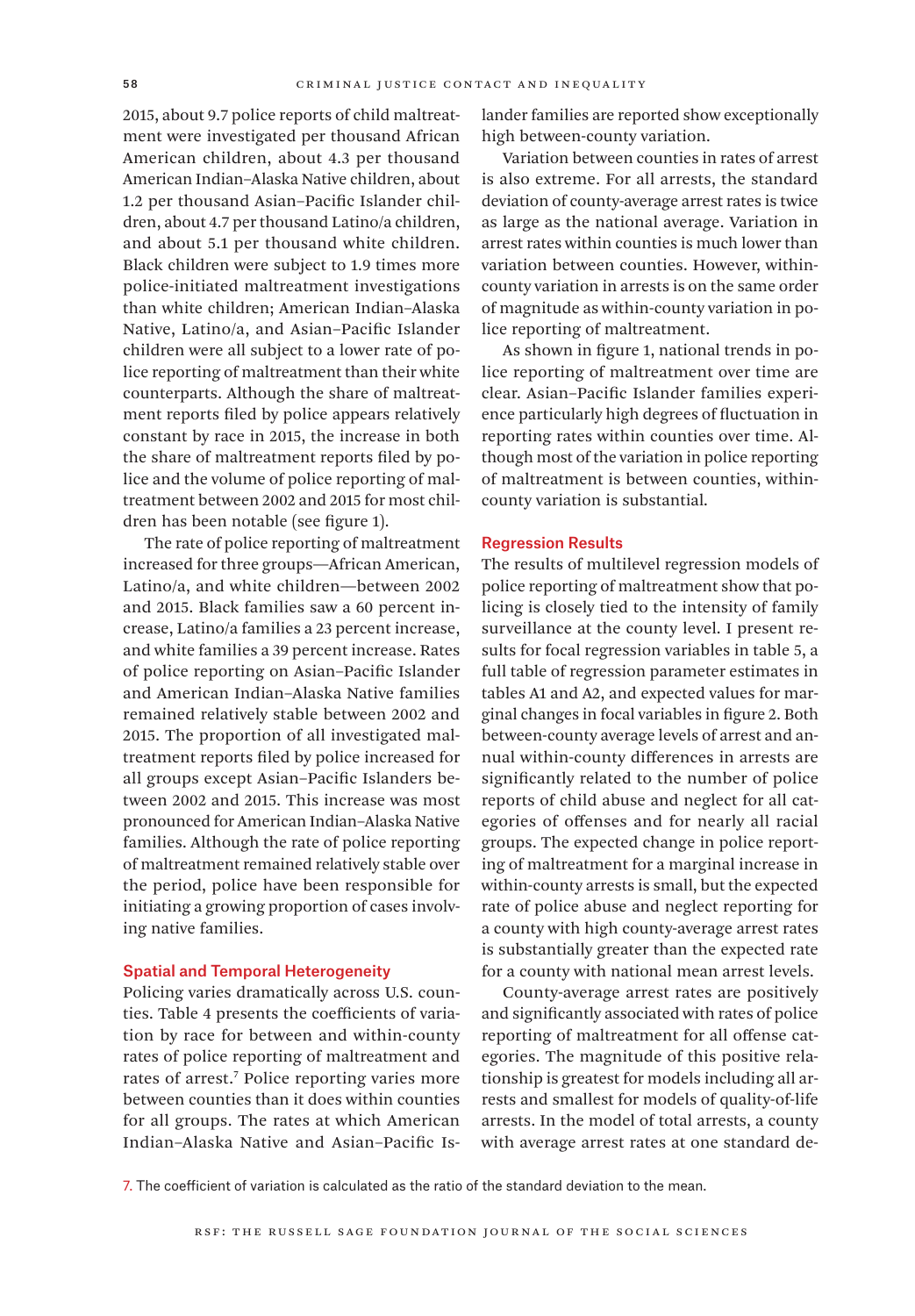2015, about 9.7 police reports of child maltreatment were investigated per thousand African American children, about 4.3 per thousand American Indian–Alaska Native children, about 1.2 per thousand Asian–Pacific Islander children, about 4.7 per thousand Latino/a children, and about 5.1 per thousand white children. Black children were subject to 1.9 times more police-initiated maltreatment investigations than white children; American Indian–Alaska Native, Latino/a, and Asian–Pacific Islander children were all subject to a lower rate of police reporting of maltreatment than their white counterparts. Although the share of maltreatment reports filed by police appears relatively constant by race in 2015, the increase in both the share of maltreatment reports filed by police and the volume of police reporting of maltreatment between 2002 and 2015 for most children has been notable (see figure 1).

The rate of police reporting of maltreatment increased for three groups—African American, Latino/a, and white children—between 2002 and 2015. Black families saw a 60 percent increase, Latino/a families a 23 percent increase, and white families a 39 percent increase. Rates of police reporting on Asian–Pacific Islander and American Indian–Alaska Native families remained relatively stable between 2002 and 2015. The proportion of all investigated maltreatment reports filed by police increased for all groups except Asian–Pacific Islanders between 2002 and 2015. This increase was most pronounced for American Indian–Alaska Native families. Although the rate of police reporting of maltreatment remained relatively stable over the period, police have been responsible for initiating a growing proportion of cases involving native families.

## Spatial and Temporal Heterogeneity

Policing varies dramatically across U.S. counties. Table 4 presents the coefficients of variation by race for between and within-county rates of police reporting of maltreatment and rates of arrest.[7] Police reporting varies more between counties than it does within counties for all groups. The rates at which American Indian–Alaska Native and Asian–Pacific Islander families are reported show exceptionally high between-county variation.

Variation between counties in rates of arrest is also extreme. For all arrests, the standard deviation of county-average arrest rates is twice as large as the national average. Variation in arrest rates within counties is much lower than variation between counties. However, within-county variation in arrests is on the same order of magnitude as within-county variation in police reporting of maltreatment.

As shown in figure 1, national trends in police reporting of maltreatment over time are clear. Asian–Pacific Islander families experience particularly high degrees of fluctuation in reporting rates within counties over time. Although most of the variation in police reporting of maltreatment is between counties, within-county variation is substantial.

## Regression Results

The results of multilevel regression models of police reporting of maltreatment show that policing is closely tied to the intensity of family surveillance at the county level. I present results for focal regression variables in table 5, a full table of regression parameter estimates in tables A1 and A2, and expected values for marginal changes in focal variables in figure 2. Both between-county average levels of arrest and annual within-county differences in arrests are significantly related to the number of police reports of child abuse and neglect for all categories of offenses and for nearly all racial groups. The expected change in police reporting of maltreatment for a marginal increase in within-county arrests is small, but the expected rate of police abuse and neglect reporting for a county with high county-average arrest rates is substantially greater than the expected rate for a county with national mean arrest levels.

County-average arrest rates are positively and significantly associated with rates of police reporting of maltreatment for all offense categories. The magnitude of this positive relationship is greatest for models including all arrests and smallest for models of quality-of-life arrests. In the model of total arrests, a county with average arrest rates at one standard de-

[7] The coefficient of variation is calculated as the ratio of the standard deviation to the mean.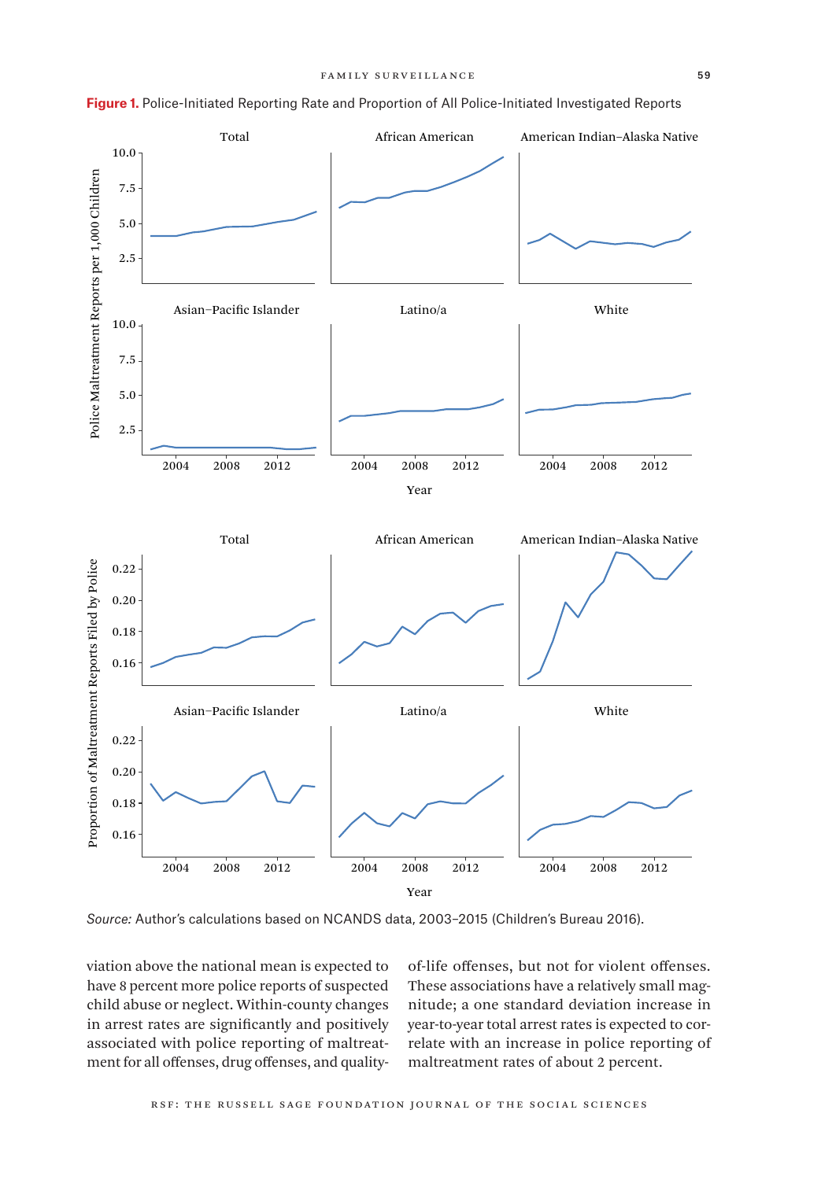**Figure 1.** Police-Initiated Reporting Rate and Proportion of All Police-Initiated Investigated Reports

*Source:* Author's calculations based on NCANDS data, 2003–2015 (Children's Bureau 2016).

viation above the national mean is expected to have 8 percent more police reports of suspected child abuse or neglect. Within-county changes in arrest rates are significantly and positively associated with police reporting of maltreatment for all offenses, drug offenses, and quality-of-life offenses, but not for violent offenses. These associations have a relatively small magnitude; a one standard deviation increase in year-to-year total arrest rates is expected to correlate with an increase in police reporting of maltreatment rates of about 2 percent.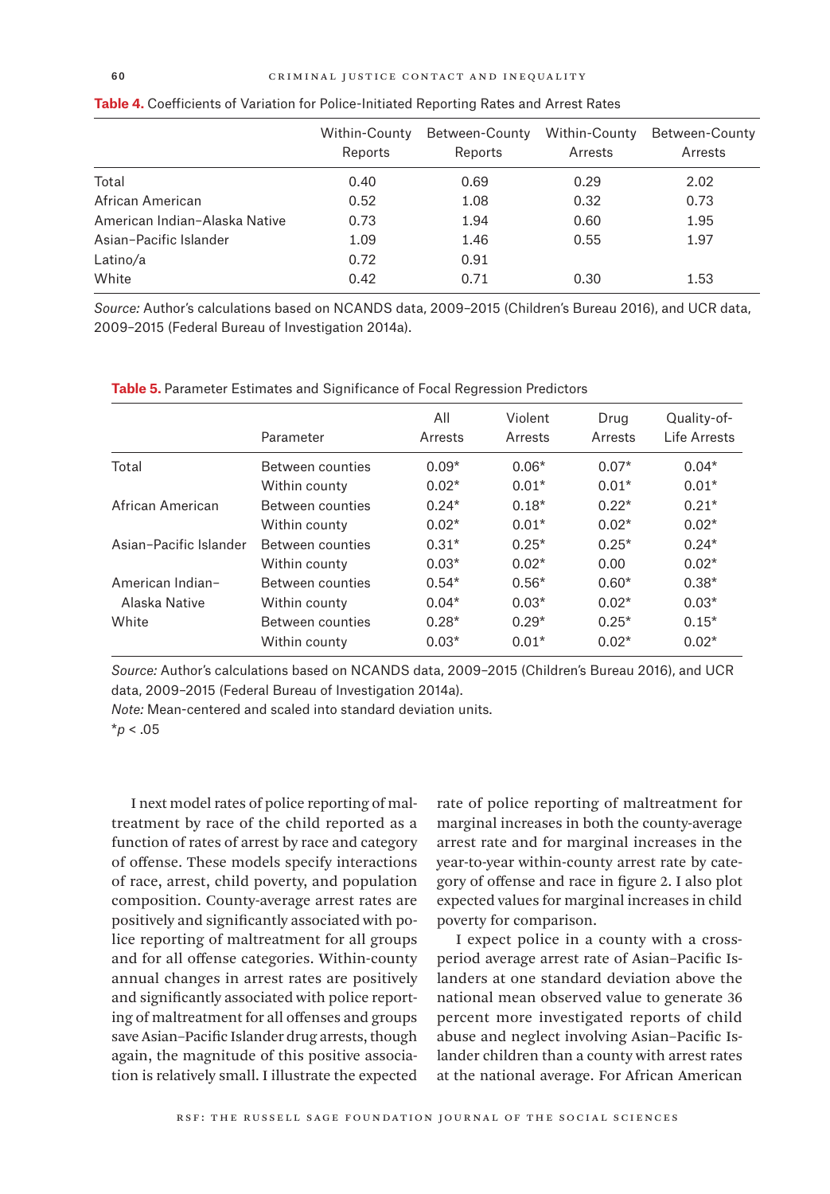**Table 4.** Coefficients of Variation for Police-Initiated Reporting Rates and Arrest Rates

| | Within-County Reports | Between-County Reports | Within-County Arrests | Between-County Arrests |
|---|---|---|---|---|
| Total | 0.40 | 0.69 | 0.29 | 2.02 |
| African American | 0.52 | 1.08 | 0.32 | 0.73 |
| American Indian–Alaska Native | 0.73 | 1.94 | 0.60 | 1.95 |
| Asian–Pacific Islander | 1.09 | 1.46 | 0.55 | 1.97 |
| Latino/a | 0.72 | 0.91 | | |
| White | 0.42 | 0.71 | 0.30 | 1.53 |

*Source:* Author's calculations based on NCANDS data, 2009–2015 (Children's Bureau 2016), and UCR data, 2009–2015 (Federal Bureau of Investigation 2014a).

**Table 5.** Parameter Estimates and Significance of Focal Regression Predictors

| | Parameter | All Arrests | Violent Arrests | Drug Arrests | Quality-of-Life Arrests |
|---|---|---|---|---|---|
| Total | Between counties | 0.09* | 0.06* | 0.07* | 0.04* |
| | Within county | 0.02* | 0.01* | 0.01* | 0.01* |
| African American | Between counties | 0.24* | 0.18* | 0.22* | 0.21* |
| | Within county | 0.02* | 0.01* | 0.02* | 0.02* |
| Asian–Pacific Islander | Between counties | 0.31* | 0.25* | 0.25* | 0.24* |
| | Within county | 0.03* | 0.02* | 0.00 | 0.02* |
| American Indian–Alaska Native | Between counties | 0.54* | 0.56* | 0.60* | 0.38* |
| | Within county | 0.04* | 0.03* | 0.02* | 0.03* |
| White | Between counties | 0.28* | 0.29* | 0.25* | 0.15* |
| | Within county | 0.03* | 0.01* | 0.02* | 0.02* |

*Source:* Author's calculations based on NCANDS data, 2009–2015 (Children's Bureau 2016), and UCR data, 2009–2015 (Federal Bureau of Investigation 2014a).

*Note:* Mean-centered and scaled into standard deviation units.

*$p < .05$

I next model rates of police reporting of maltreatment by race of the child reported as a function of rates of arrest by race and category of offense. These models specify interactions of race, arrest, child poverty, and population composition. County-average arrest rates are positively and significantly associated with police reporting of maltreatment for all groups and for all offense categories. Within-county annual changes in arrest rates are positively and significantly associated with police reporting of maltreatment for all offenses and groups save Asian–Pacific Islander drug arrests, though again, the magnitude of this positive association is relatively small. I illustrate the expected rate of police reporting of maltreatment for marginal increases in both the county-average arrest rate and for marginal increases in the year-to-year within-county arrest rate by category of offense and race in figure 2. I also plot expected values for marginal increases in child poverty for comparison.

I expect police in a county with a cross-period average arrest rate of Asian–Pacific Islanders at one standard deviation above the national mean observed value to generate 36 percent more investigated reports of child abuse and neglect involving Asian–Pacific Islander children than a county with arrest rates at the national average. For African American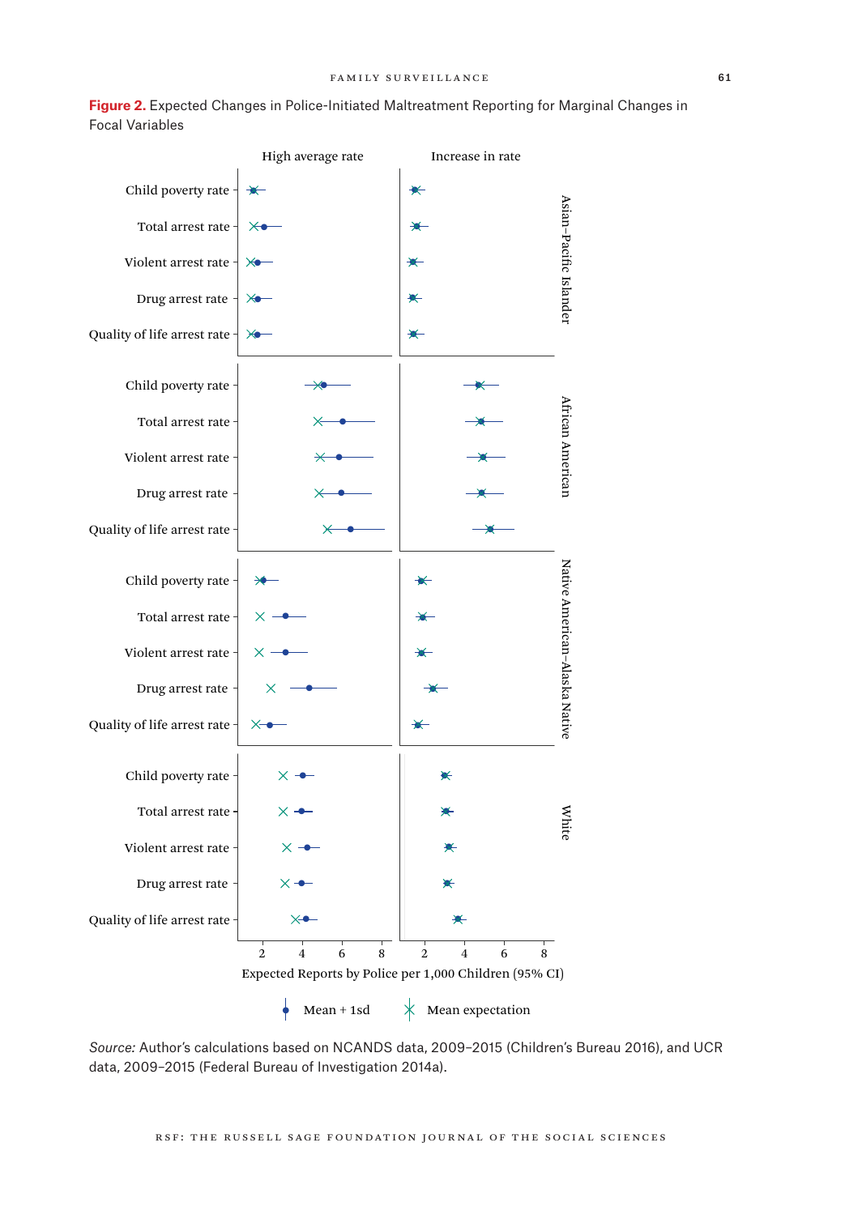**Figure 2.** Expected Changes in Police-Initiated Maltreatment Reporting for Marginal Changes in Focal Variables

*Source:* Author's calculations based on NCANDS data, 2009–2015 (Children's Bureau 2016), and UCR data, 2009–2015 (Federal Bureau of Investigation 2014a).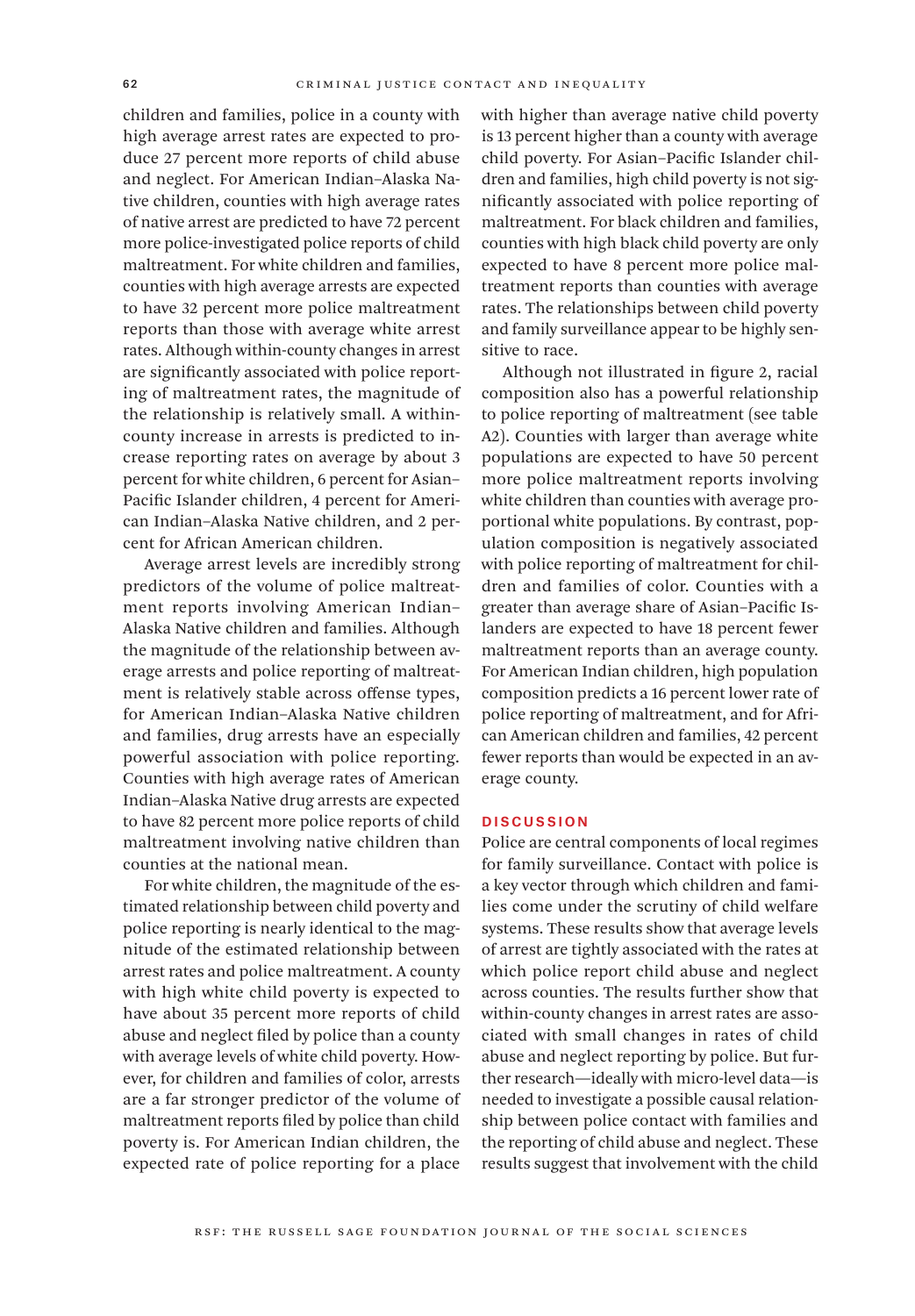children and families, police in a county with high average arrest rates are expected to produce 27 percent more reports of child abuse and neglect. For American Indian–Alaska Native children, counties with high average rates of native arrest are predicted to have 72 percent more police-investigated police reports of child maltreatment. For white children and families, counties with high average arrests are expected to have 32 percent more police maltreatment reports than those with average white arrest rates. Although within-county changes in arrest are significantly associated with police reporting of maltreatment rates, the magnitude of the relationship is relatively small. A within-county increase in arrests is predicted to increase reporting rates on average by about 3 percent for white children, 6 percent for Asian–Pacific Islander children, 4 percent for American Indian–Alaska Native children, and 2 percent for African American children.

Average arrest levels are incredibly strong predictors of the volume of police maltreatment reports involving American Indian–Alaska Native children and families. Although the magnitude of the relationship between average arrests and police reporting of maltreatment is relatively stable across offense types, for American Indian–Alaska Native children and families, drug arrests have an especially powerful association with police reporting. Counties with high average rates of American Indian–Alaska Native drug arrests are expected to have 82 percent more police reports of child maltreatment involving native children than counties at the national mean.

For white children, the magnitude of the estimated relationship between child poverty and police reporting is nearly identical to the magnitude of the estimated relationship between arrest rates and police maltreatment. A county with high white child poverty is expected to have about 35 percent more reports of child abuse and neglect filed by police than a county with average levels of white child poverty. However, for children and families of color, arrests are a far stronger predictor of the volume of maltreatment reports filed by police than child poverty is. For American Indian children, the expected rate of police reporting for a place with higher than average native child poverty is 13 percent higher than a county with average child poverty. For Asian–Pacific Islander children and families, high child poverty is not significantly associated with police reporting of maltreatment. For black children and families, counties with high black child poverty are only expected to have 8 percent more police maltreatment reports than counties with average rates. The relationships between child poverty and family surveillance appear to be highly sensitive to race.

Although not illustrated in figure 2, racial composition also has a powerful relationship to police reporting of maltreatment (see table A2). Counties with larger than average white populations are expected to have 50 percent more police maltreatment reports involving white children than counties with average proportional white populations. By contrast, population composition is negatively associated with police reporting of maltreatment for children and families of color. Counties with a greater than average share of Asian–Pacific Islanders are expected to have 18 percent fewer maltreatment reports than an average county. For American Indian children, high population composition predicts a 16 percent lower rate of police reporting of maltreatment, and for African American children and families, 42 percent fewer reports than would be expected in an average county.

## DISCUSSION

Police are central components of local regimes for family surveillance. Contact with police is a key vector through which children and families come under the scrutiny of child welfare systems. These results show that average levels of arrest are tightly associated with the rates at which police report child abuse and neglect across counties. The results further show that within-county changes in arrest rates are associated with small changes in rates of child abuse and neglect reporting by police. But further research—ideally with micro-level data—is needed to investigate a possible causal relationship between police contact with families and the reporting of child abuse and neglect. These results suggest that involvement with the child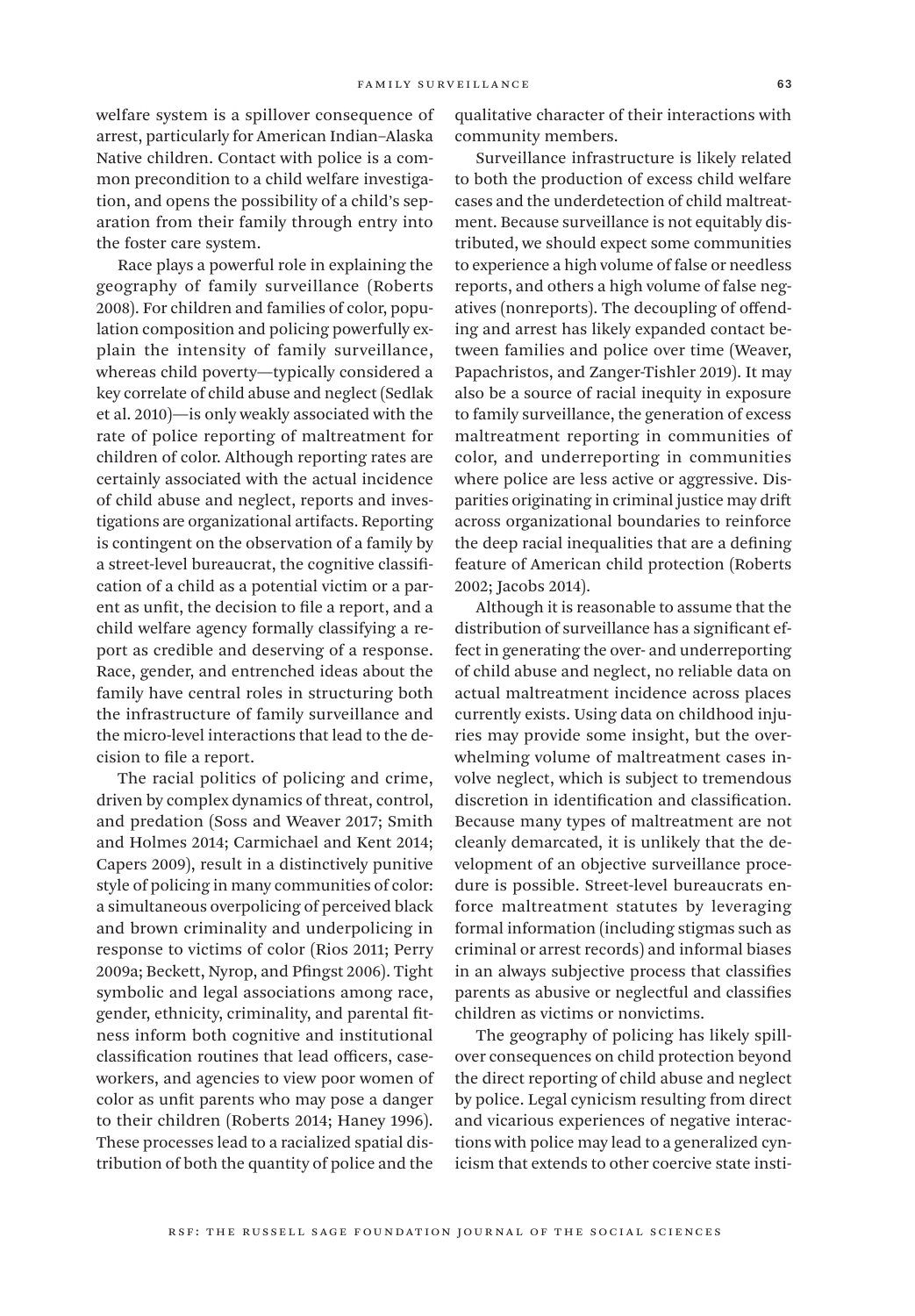welfare system is a spillover consequence of arrest, particularly for American Indian–Alaska Native children. Contact with police is a common precondition to a child welfare investigation, and opens the possibility of a child's separation from their family through entry into the foster care system.

Race plays a powerful role in explaining the geography of family surveillance (Roberts 2008). For children and families of color, population composition and policing powerfully explain the intensity of family surveillance, whereas child poverty—typically considered a key correlate of child abuse and neglect (Sedlak et al. 2010)—is only weakly associated with the rate of police reporting of maltreatment for children of color. Although reporting rates are certainly associated with the actual incidence of child abuse and neglect, reports and investigations are organizational artifacts. Reporting is contingent on the observation of a family by a street-level bureaucrat, the cognitive classification of a child as a potential victim or a parent as unfit, the decision to file a report, and a child welfare agency formally classifying a report as credible and deserving of a response. Race, gender, and entrenched ideas about the family have central roles in structuring both the infrastructure of family surveillance and the micro-level interactions that lead to the decision to file a report.

The racial politics of policing and crime, driven by complex dynamics of threat, control, and predation (Soss and Weaver 2017; Smith and Holmes 2014; Carmichael and Kent 2014; Capers 2009), result in a distinctively punitive style of policing in many communities of color: a simultaneous overpolicing of perceived black and brown criminality and underpolicing in response to victims of color (Rios 2011; Perry 2009a; Beckett, Nyrop, and Pfingst 2006). Tight symbolic and legal associations among race, gender, ethnicity, criminality, and parental fitness inform both cognitive and institutional classification routines that lead officers, caseworkers, and agencies to view poor women of color as unfit parents who may pose a danger to their children (Roberts 2014; Haney 1996). These processes lead to a racialized spatial distribution of both the quantity of police and the qualitative character of their interactions with community members.

Surveillance infrastructure is likely related to both the production of excess child welfare cases and the underdetection of child maltreatment. Because surveillance is not equitably distributed, we should expect some communities to experience a high volume of false or needless reports, and others a high volume of false negatives (nonreports). The decoupling of offending and arrest has likely expanded contact between families and police over time (Weaver, Papachristos, and Zanger-Tishler 2019). It may also be a source of racial inequity in exposure to family surveillance, the generation of excess maltreatment reporting in communities of color, and underreporting in communities where police are less active or aggressive. Disparities originating in criminal justice may drift across organizational boundaries to reinforce the deep racial inequalities that are a defining feature of American child protection (Roberts 2002; Jacobs 2014).

Although it is reasonable to assume that the distribution of surveillance has a significant effect in generating the over- and underreporting of child abuse and neglect, no reliable data on actual maltreatment incidence across places currently exists. Using data on childhood injuries may provide some insight, but the overwhelming volume of maltreatment cases involve neglect, which is subject to tremendous discretion in identification and classification. Because many types of maltreatment are not cleanly demarcated, it is unlikely that the development of an objective surveillance procedure is possible. Street-level bureaucrats enforce maltreatment statutes by leveraging formal information (including stigmas such as criminal or arrest records) and informal biases in an always subjective process that classifies parents as abusive or neglectful and classifies children as victims or nonvictims.

The geography of policing has likely spillover consequences on child protection beyond the direct reporting of child abuse and neglect by police. Legal cynicism resulting from direct and vicarious experiences of negative interactions with police may lead to a generalized cynicism that extends to other coercive state insti-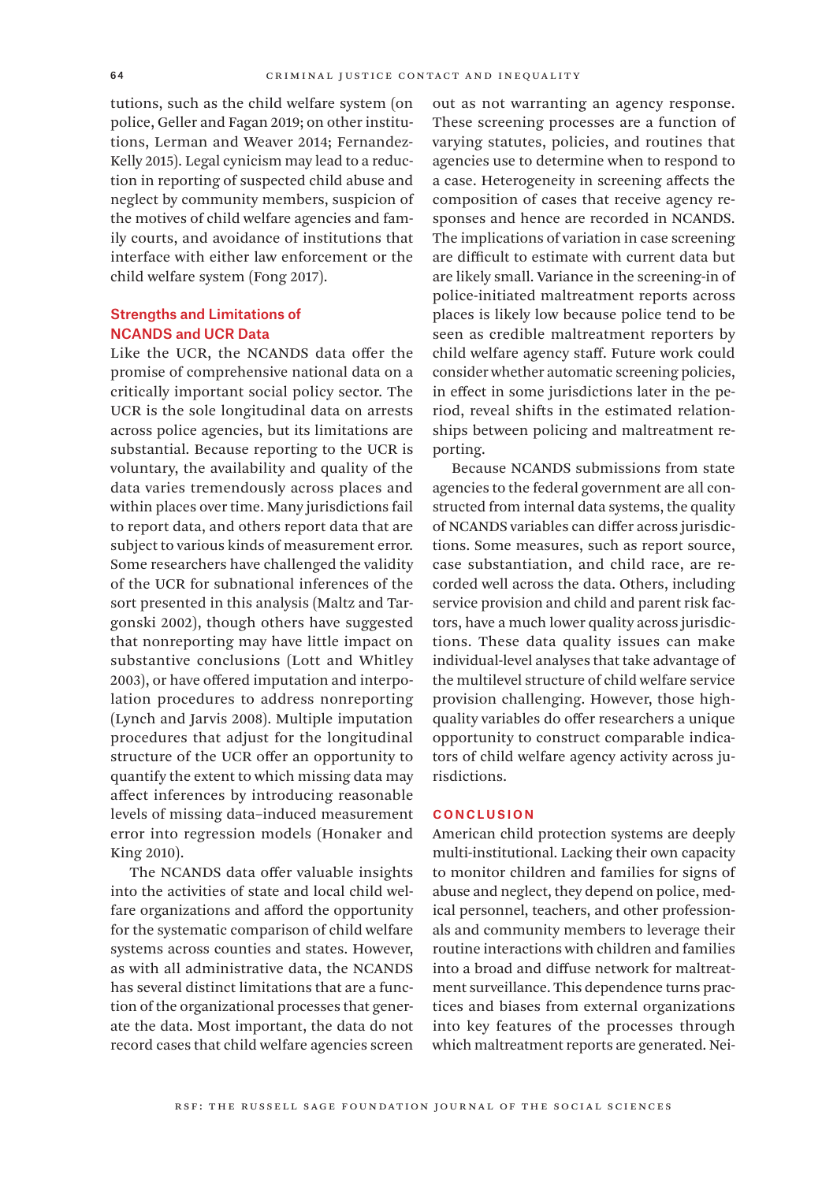tutions, such as the child welfare system (on police, Geller and Fagan 2019; on other institutions, Lerman and Weaver 2014; Fernandez-Kelly 2015). Legal cynicism may lead to a reduction in reporting of suspected child abuse and neglect by community members, suspicion of the motives of child welfare agencies and family courts, and avoidance of institutions that interface with either law enforcement or the child welfare system (Fong 2017).

### Strengths and Limitations of NCANDS and UCR Data

Like the UCR, the NCANDS data offer the promise of comprehensive national data on a critically important social policy sector. The UCR is the sole longitudinal data on arrests across police agencies, but its limitations are substantial. Because reporting to the UCR is voluntary, the availability and quality of the data varies tremendously across places and within places over time. Many jurisdictions fail to report data, and others report data that are subject to various kinds of measurement error. Some researchers have challenged the validity of the UCR for subnational inferences of the sort presented in this analysis (Maltz and Targonski 2002), though others have suggested that nonreporting may have little impact on substantive conclusions (Lott and Whitley 2003), or have offered imputation and interpolation procedures to address nonreporting (Lynch and Jarvis 2008). Multiple imputation procedures that adjust for the longitudinal structure of the UCR offer an opportunity to quantify the extent to which missing data may affect inferences by introducing reasonable levels of missing data–induced measurement error into regression models (Honaker and King 2010).

The NCANDS data offer valuable insights into the activities of state and local child welfare organizations and afford the opportunity for the systematic comparison of child welfare systems across counties and states. However, as with all administrative data, the NCANDS has several distinct limitations that are a function of the organizational processes that generate the data. Most important, the data do not record cases that child welfare agencies screen out as not warranting an agency response. These screening processes are a function of varying statutes, policies, and routines that agencies use to determine when to respond to a case. Heterogeneity in screening affects the composition of cases that receive agency responses and hence are recorded in NCANDS. The implications of variation in case screening are difficult to estimate with current data but are likely small. Variance in the screening-in of police-initiated maltreatment reports across places is likely low because police tend to be seen as credible maltreatment reporters by child welfare agency staff. Future work could consider whether automatic screening policies, in effect in some jurisdictions later in the period, reveal shifts in the estimated relationships between policing and maltreatment reporting.

Because NCANDS submissions from state agencies to the federal government are all constructed from internal data systems, the quality of NCANDS variables can differ across jurisdictions. Some measures, such as report source, case substantiation, and child race, are recorded well across the data. Others, including service provision and child and parent risk factors, have a much lower quality across jurisdictions. These data quality issues can make individual-level analyses that take advantage of the multilevel structure of child welfare service provision challenging. However, those high-quality variables do offer researchers a unique opportunity to construct comparable indicators of child welfare agency activity across jurisdictions.

## CONCLUSION

American child protection systems are deeply multi-institutional. Lacking their own capacity to monitor children and families for signs of abuse and neglect, they depend on police, medical personnel, teachers, and other professionals and community members to leverage their routine interactions with children and families into a broad and diffuse network for maltreatment surveillance. This dependence turns practices and biases from external organizations into key features of the processes through which maltreatment reports are generated. Nei-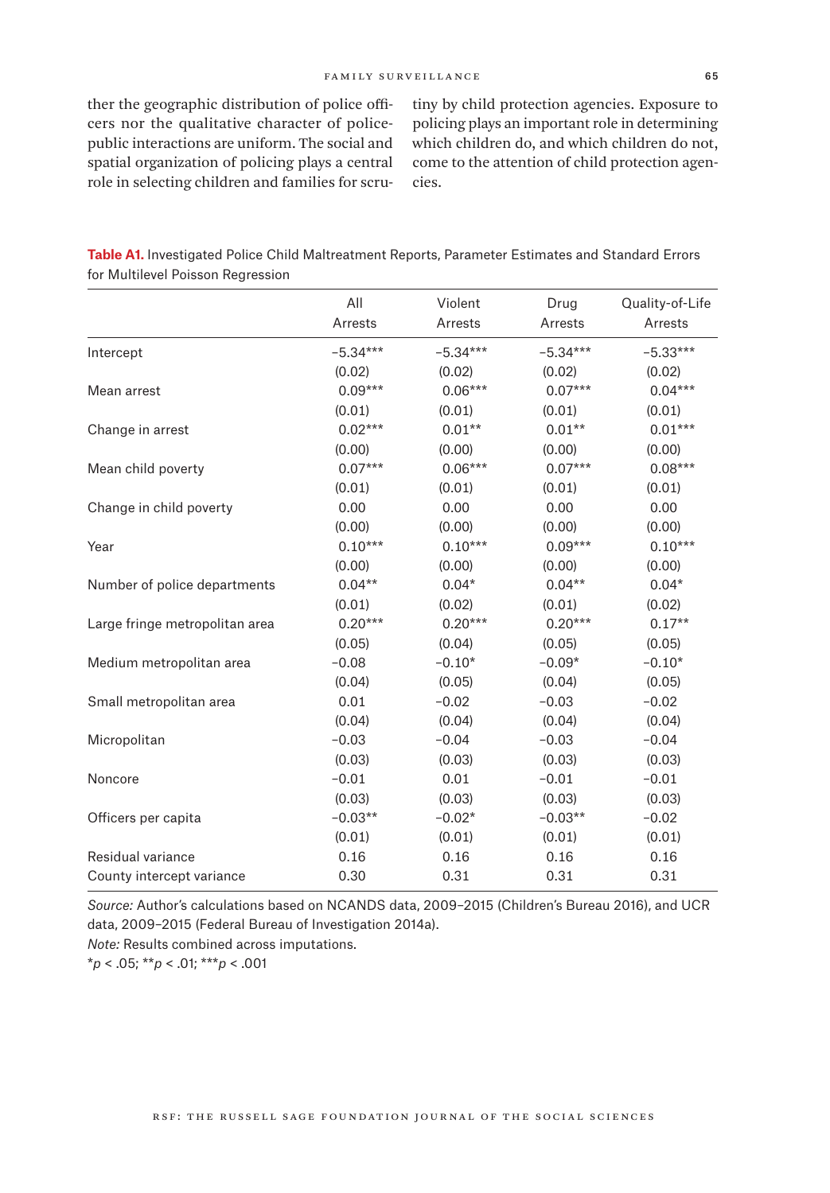ther the geographic distribution of police officers nor the qualitative character of police-public interactions are uniform. The social and spatial organization of policing plays a central role in selecting children and families for scrutiny by child protection agencies. Exposure to policing plays an important role in determining which children do, and which children do not, come to the attention of child protection agencies.

**Table A1.** Investigated Police Child Maltreatment Reports, Parameter Estimates and Standard Errors for Multilevel Poisson Regression

| | All Arrests | Violent Arrests | Drug Arrests | Quality-of-Life Arrests |
|---|---|---|---|---|
| Intercept | −5.34*** | −5.34*** | −5.34*** | −5.33*** |
| | (0.02) | (0.02) | (0.02) | (0.02) |
| Mean arrest | 0.09*** | 0.06*** | 0.07*** | 0.04*** |
| | (0.01) | (0.01) | (0.01) | (0.01) |
| Change in arrest | 0.02*** | 0.01** | 0.01** | 0.01*** |
| | (0.00) | (0.00) | (0.00) | (0.00) |
| Mean child poverty | 0.07*** | 0.06*** | 0.07*** | 0.08*** |
| | (0.01) | (0.01) | (0.01) | (0.01) |
| Change in child poverty | 0.00 | 0.00 | 0.00 | 0.00 |
| | (0.00) | (0.00) | (0.00) | (0.00) |
| Year | 0.10*** | 0.10*** | 0.09*** | 0.10*** |
| | (0.00) | (0.00) | (0.00) | (0.00) |
| Number of police departments | 0.04** | 0.04* | 0.04** | 0.04* |
| | (0.01) | (0.02) | (0.01) | (0.02) |
| Large fringe metropolitan area | 0.20*** | 0.20*** | 0.20*** | 0.17** |
| | (0.05) | (0.04) | (0.05) | (0.05) |
| Medium metropolitan area | −0.08 | −0.10* | −0.09* | −0.10* |
| | (0.04) | (0.05) | (0.04) | (0.05) |
| Small metropolitan area | 0.01 | −0.02 | −0.03 | −0.02 |
| | (0.04) | (0.04) | (0.04) | (0.04) |
| Micropolitan | −0.03 | −0.04 | −0.03 | −0.04 |
| | (0.03) | (0.03) | (0.03) | (0.03) |
| Noncore | −0.01 | 0.01 | −0.01 | −0.01 |
| | (0.03) | (0.03) | (0.03) | (0.03) |
| Officers per capita | −0.03** | −0.02* | −0.03** | −0.02 |
| | (0.01) | (0.01) | (0.01) | (0.01) |
| Residual variance | 0.16 | 0.16 | 0.16 | 0.16 |
| County intercept variance | 0.30 | 0.31 | 0.31 | 0.31 |

*Source:* Author's calculations based on NCANDS data, 2009–2015 (Children's Bureau 2016), and UCR data, 2009–2015 (Federal Bureau of Investigation 2014a).

*Note:* Results combined across imputations.

*$p < .05$; **$p < .01$; ***$p < .001$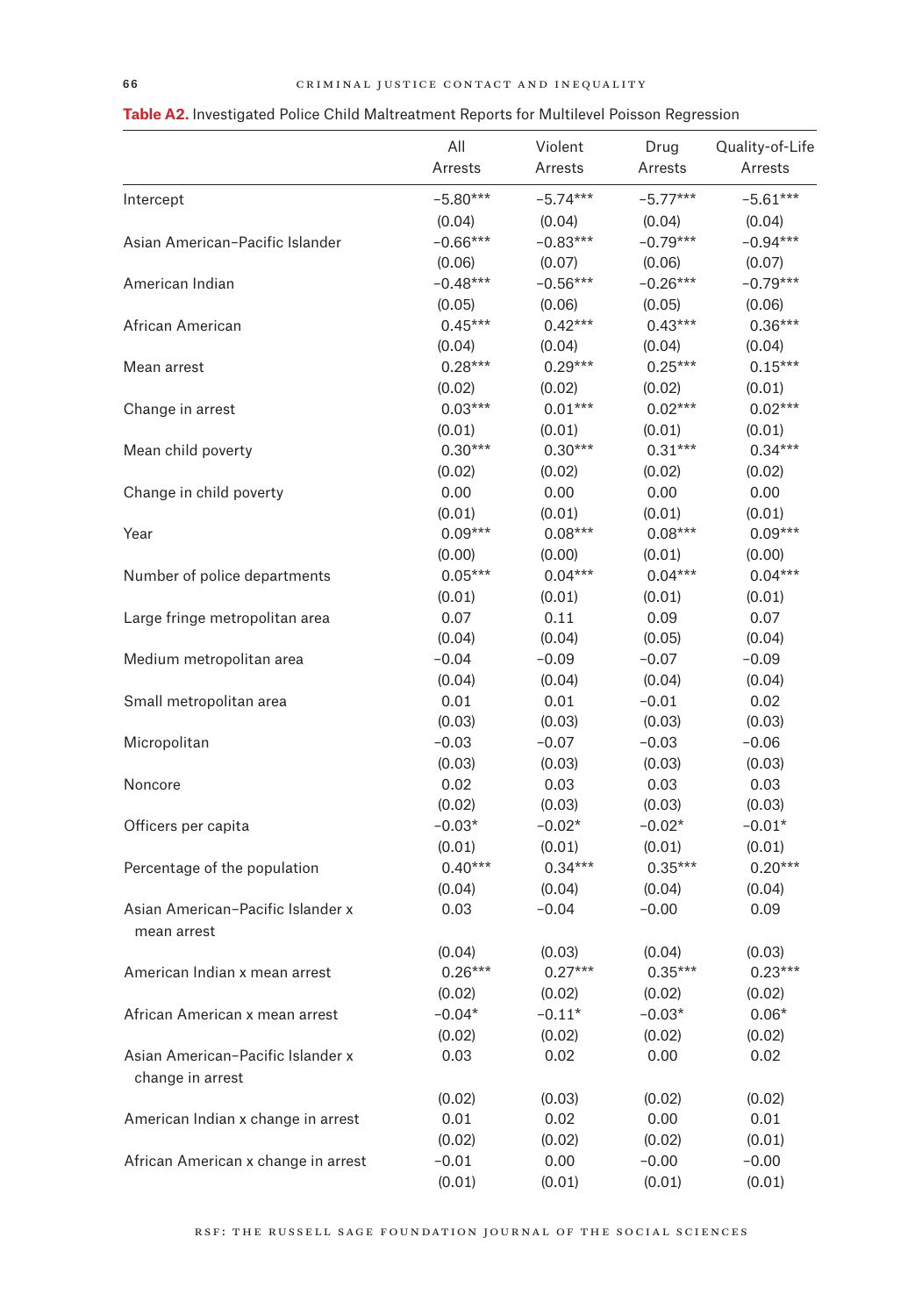**Table A2.** Investigated Police Child Maltreatment Reports for Multilevel Poisson Regression

| | All Arrests | Violent Arrests | Drug Arrests | Quality-of-Life Arrests |
|---|---|---|---|---|
| Intercept | −5.80*** | −5.74*** | −5.77*** | −5.61*** |
| | (0.04) | (0.04) | (0.04) | (0.04) |
| Asian American–Pacific Islander | −0.66*** | −0.83*** | −0.79*** | −0.94*** |
| | (0.06) | (0.07) | (0.06) | (0.07) |
| American Indian | −0.48*** | −0.56*** | −0.26*** | −0.79*** |
| | (0.05) | (0.06) | (0.05) | (0.06) |
| African American | 0.45*** | 0.42*** | 0.43*** | 0.36*** |
| | (0.04) | (0.04) | (0.04) | (0.04) |
| Mean arrest | 0.28*** | 0.29*** | 0.25*** | 0.15*** |
| | (0.02) | (0.02) | (0.02) | (0.01) |
| Change in arrest | 0.03*** | 0.01*** | 0.02*** | 0.02*** |
| | (0.01) | (0.01) | (0.01) | (0.01) |
| Mean child poverty | 0.30*** | 0.30*** | 0.31*** | 0.34*** |
| | (0.02) | (0.02) | (0.02) | (0.02) |
| Change in child poverty | 0.00 | 0.00 | 0.00 | 0.00 |
| | (0.01) | (0.01) | (0.01) | (0.01) |
| Year | 0.09*** | 0.08*** | 0.08*** | 0.09*** |
| | (0.00) | (0.00) | (0.01) | (0.00) |
| Number of police departments | 0.05*** | 0.04*** | 0.04*** | 0.04*** |
| | (0.01) | (0.01) | (0.01) | (0.01) |
| Large fringe metropolitan area | 0.07 | 0.11 | 0.09 | 0.07 |
| | (0.04) | (0.04) | (0.05) | (0.04) |
| Medium metropolitan area | −0.04 | −0.09 | −0.07 | −0.09 |
| | (0.04) | (0.04) | (0.04) | (0.04) |
| Small metropolitan area | 0.01 | 0.01 | −0.01 | 0.02 |
| | (0.03) | (0.03) | (0.03) | (0.03) |
| Micropolitan | −0.03 | −0.07 | −0.03 | −0.06 |
| | (0.03) | (0.03) | (0.03) | (0.03) |
| Noncore | 0.02 | 0.03 | 0.03 | 0.03 |
| | (0.02) | (0.03) | (0.03) | (0.03) |
| Officers per capita | −0.03* | −0.02* | −0.02* | −0.01* |
| | (0.01) | (0.01) | (0.01) | (0.01) |
| Percentage of the population | 0.40*** | 0.34*** | 0.35*** | 0.20*** |
| | (0.04) | (0.04) | (0.04) | (0.04) |
| Asian American–Pacific Islander x mean arrest | 0.03 | −0.04 | −0.00 | 0.09 |
| | (0.04) | (0.03) | (0.04) | (0.03) |
| American Indian x mean arrest | 0.26*** | 0.27*** | 0.35*** | 0.23*** |
| | (0.02) | (0.02) | (0.02) | (0.02) |
| African American x mean arrest | −0.04* | −0.11* | −0.03* | 0.06* |
| | (0.02) | (0.02) | (0.02) | (0.02) |
| Asian American–Pacific Islander x change in arrest | 0.03 | 0.02 | 0.00 | 0.02 |
| | (0.02) | (0.03) | (0.02) | (0.02) |
| American Indian x change in arrest | 0.01 | 0.02 | 0.00 | 0.01 |
| | (0.02) | (0.02) | (0.02) | (0.01) |
| African American x change in arrest | −0.01 | 0.00 | −0.00 | −0.00 |
| | (0.01) | (0.01) | (0.01) | (0.01) |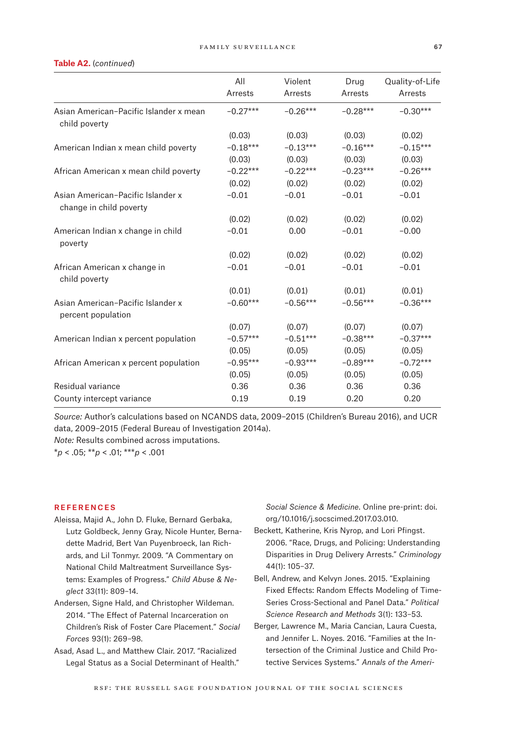**Table A2.** (*continued*)

| | All Arrests | Violent Arrests | Drug Arrests | Quality-of-Life Arrests |
|---|---|---|---|---|
| Asian American–Pacific Islander x mean child poverty | −0.27*** | −0.26*** | −0.28*** | −0.30*** |
| | (0.03) | (0.03) | (0.03) | (0.02) |
| American Indian x mean child poverty | −0.18*** | −0.13*** | −0.16*** | −0.15*** |
| | (0.03) | (0.03) | (0.03) | (0.03) |
| African American x mean child poverty | −0.22*** | −0.22*** | −0.23*** | −0.26*** |
| | (0.02) | (0.02) | (0.02) | (0.02) |
| Asian American–Pacific Islander x change in child poverty | −0.01 | −0.01 | −0.01 | −0.01 |
| | (0.02) | (0.02) | (0.02) | (0.02) |
| American Indian x change in child poverty | −0.01 | 0.00 | −0.01 | −0.00 |
| | (0.02) | (0.02) | (0.02) | (0.02) |
| African American x change in child poverty | −0.01 | −0.01 | −0.01 | −0.01 |
| | (0.01) | (0.01) | (0.01) | (0.01) |
| Asian American–Pacific Islander x percent population | −0.60*** | −0.56*** | −0.56*** | −0.36*** |
| | (0.07) | (0.07) | (0.07) | (0.07) |
| American Indian x percent population | −0.57*** | −0.51*** | −0.38*** | −0.37*** |
| | (0.05) | (0.05) | (0.05) | (0.05) |
| African American x percent population | −0.95*** | −0.93*** | −0.89*** | −0.72*** |
| | (0.05) | (0.05) | (0.05) | (0.05) |
| Residual variance | 0.36 | 0.36 | 0.36 | 0.36 |
| County intercept variance | 0.19 | 0.19 | 0.20 | 0.20 |

*Source:* Author's calculations based on NCANDS data, 2009–2015 (Children's Bureau 2016), and UCR data, 2009–2015 (Federal Bureau of Investigation 2014a).
*Note:* Results combined across imputations.
\**p* < .05; \*\**p* < .01; \*\*\**p* < .001

## REFERENCES

Aleissa, Majid A., John D. Fluke, Bernard Gerbaka, Lutz Goldbeck, Jenny Gray, Nicole Hunter, Bernadette Madrid, Bert Van Puyenbroeck, Ian Richards, and Lil Tonmyr. 2009. "A Commentary on National Child Maltreatment Surveillance Systems: Examples of Progress." *Child Abuse & Neglect* 33(11): 809–14.

Andersen, Signe Hald, and Christopher Wildeman. 2014. "The Effect of Paternal Incarceration on Children's Risk of Foster Care Placement." *Social Forces* 93(1): 269–98.

Asad, Asad L., and Matthew Clair. 2017. "Racialized Legal Status as a Social Determinant of Health." *Social Science & Medicine*. Online pre-print: doi.org/10.1016/j.socscimed.2017.03.010.

Beckett, Katherine, Kris Nyrop, and Lori Pfingst. 2006. "Race, Drugs, and Policing: Understanding Disparities in Drug Delivery Arrests." *Criminology* 44(1): 105–37.

Bell, Andrew, and Kelvyn Jones. 2015. "Explaining Fixed Effects: Random Effects Modeling of Time-Series Cross-Sectional and Panel Data." *Political Science Research and Methods* 3(1): 133–53.

Berger, Lawrence M., Maria Cancian, Laura Cuesta, and Jennifer L. Noyes. 2016. "Families at the Intersection of the Criminal Justice and Child Protective Services Systems." *Annals of the Ameri-*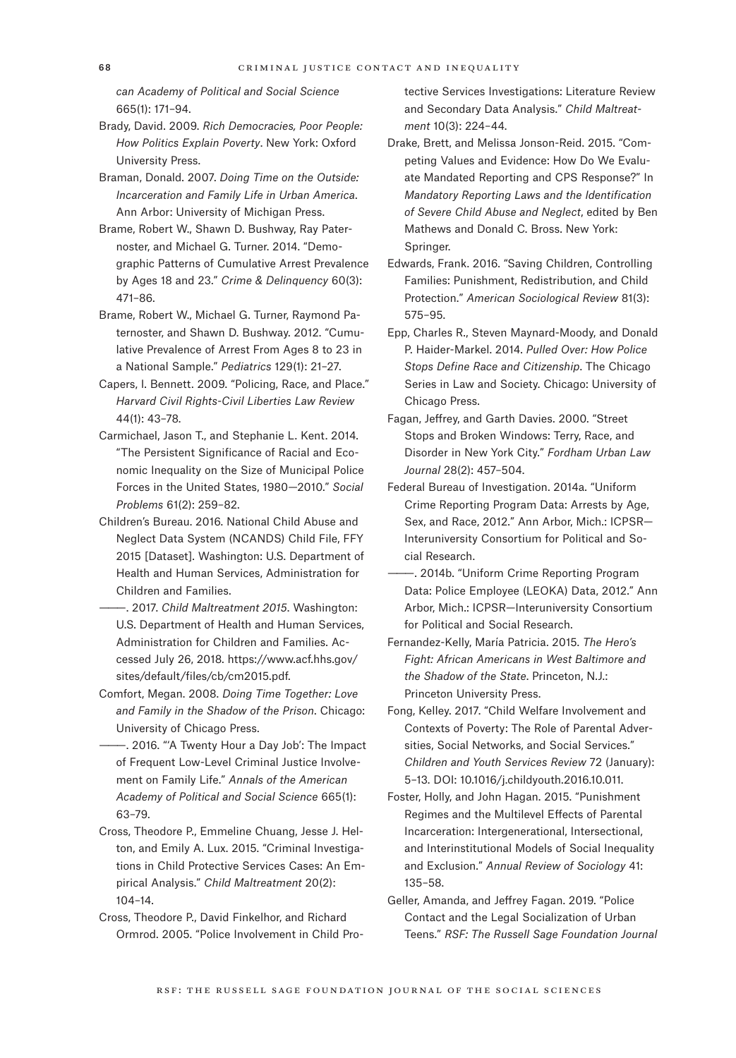*can Academy of Political and Social Science* 665(1): 171–94.

Brady, David. 2009. *Rich Democracies, Poor People: How Politics Explain Poverty*. New York: Oxford University Press.

Braman, Donald. 2007. *Doing Time on the Outside: Incarceration and Family Life in Urban America*. Ann Arbor: University of Michigan Press.

Brame, Robert W., Shawn D. Bushway, Ray Paternoster, and Michael G. Turner. 2014. "Demographic Patterns of Cumulative Arrest Prevalence by Ages 18 and 23." *Crime & Delinquency* 60(3): 471–86.

Brame, Robert W., Michael G. Turner, Raymond Paternoster, and Shawn D. Bushway. 2012. "Cumulative Prevalence of Arrest From Ages 8 to 23 in a National Sample." *Pediatrics* 129(1): 21–27.

Capers, I. Bennett. 2009. "Policing, Race, and Place." *Harvard Civil Rights-Civil Liberties Law Review* 44(1): 43–78.

Carmichael, Jason T., and Stephanie L. Kent. 2014. "The Persistent Significance of Racial and Economic Inequality on the Size of Municipal Police Forces in the United States, 1980—2010." *Social Problems* 61(2): 259–82.

Children's Bureau. 2016. National Child Abuse and Neglect Data System (NCANDS) Child File, FFY 2015 [Dataset]. Washington: U.S. Department of Health and Human Services, Administration for Children and Families.

———. 2017. *Child Maltreatment 2015*. Washington: U.S. Department of Health and Human Services, Administration for Children and Families. Accessed July 26, 2018. https://www.acf.hhs.gov/sites/default/files/cb/cm2015.pdf.

Comfort, Megan. 2008. *Doing Time Together: Love and Family in the Shadow of the Prison*. Chicago: University of Chicago Press.

———. 2016. "'A Twenty Hour a Day Job': The Impact of Frequent Low-Level Criminal Justice Involvement on Family Life." *Annals of the American Academy of Political and Social Science* 665(1): 63–79.

Cross, Theodore P., Emmeline Chuang, Jesse J. Helton, and Emily A. Lux. 2015. "Criminal Investigations in Child Protective Services Cases: An Empirical Analysis." *Child Maltreatment* 20(2): 104–14.

Cross, Theodore P., David Finkelhor, and Richard Ormrod. 2005. "Police Involvement in Child Protective Services Investigations: Literature Review and Secondary Data Analysis." *Child Maltreatment* 10(3): 224–44.

Drake, Brett, and Melissa Jonson-Reid. 2015. "Competing Values and Evidence: How Do We Evaluate Mandated Reporting and CPS Response?" In *Mandatory Reporting Laws and the Identification of Severe Child Abuse and Neglect*, edited by Ben Mathews and Donald C. Bross. New York: Springer.

Edwards, Frank. 2016. "Saving Children, Controlling Families: Punishment, Redistribution, and Child Protection." *American Sociological Review* 81(3): 575–95.

Epp, Charles R., Steven Maynard-Moody, and Donald P. Haider-Markel. 2014. *Pulled Over: How Police Stops Define Race and Citizenship*. The Chicago Series in Law and Society. Chicago: University of Chicago Press.

Fagan, Jeffrey, and Garth Davies. 2000. "Street Stops and Broken Windows: Terry, Race, and Disorder in New York City." *Fordham Urban Law Journal* 28(2): 457–504.

Federal Bureau of Investigation. 2014a. "Uniform Crime Reporting Program Data: Arrests by Age, Sex, and Race, 2012." Ann Arbor, Mich.: ICPSR—Interuniversity Consortium for Political and Social Research.

———. 2014b. "Uniform Crime Reporting Program Data: Police Employee (LEOKA) Data, 2012." Ann Arbor, Mich.: ICPSR—Interuniversity Consortium for Political and Social Research.

Fernandez-Kelly, María Patricia. 2015. *The Hero's Fight: African Americans in West Baltimore and the Shadow of the State*. Princeton, N.J.: Princeton University Press.

Fong, Kelley. 2017. "Child Welfare Involvement and Contexts of Poverty: The Role of Parental Adversities, Social Networks, and Social Services." *Children and Youth Services Review* 72 (January): 5–13. DOI: 10.1016/j.childyouth.2016.10.011.

Foster, Holly, and John Hagan. 2015. "Punishment Regimes and the Multilevel Effects of Parental Incarceration: Intergenerational, Intersectional, and Interinstitutional Models of Social Inequality and Exclusion." *Annual Review of Sociology* 41: 135–58.

Geller, Amanda, and Jeffrey Fagan. 2019. "Police Contact and the Legal Socialization of Urban Teens." *RSF: The Russell Sage Foundation Journal*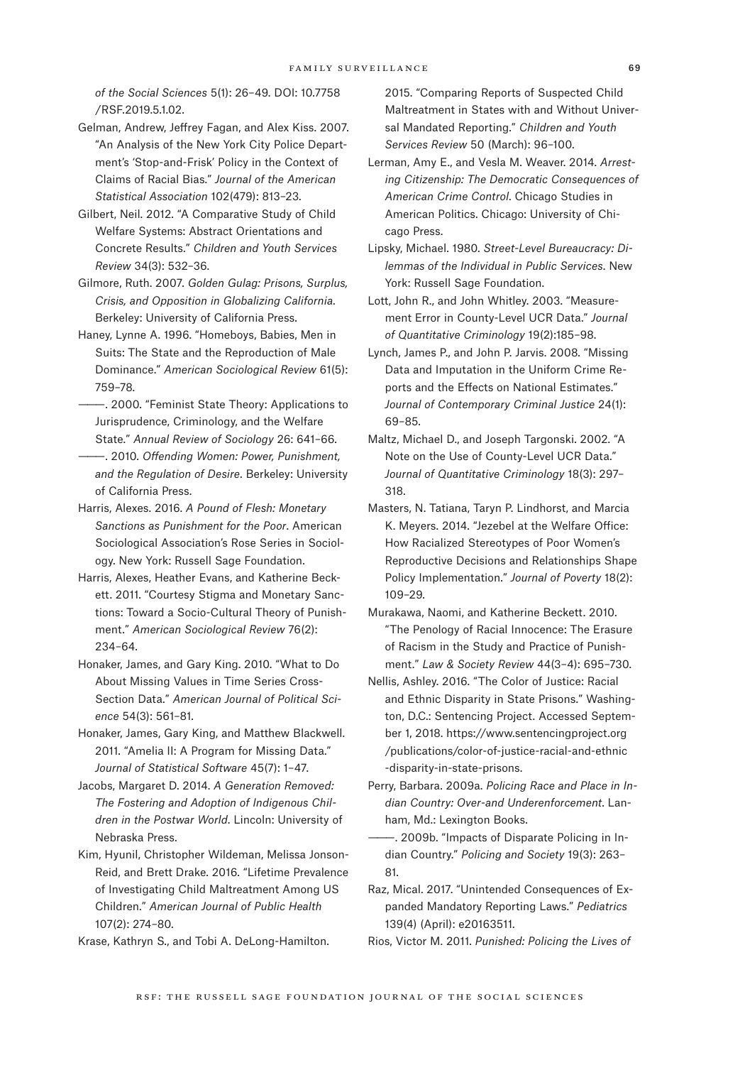*of the Social Sciences* 5(1): 26–49. DOI: 10.7758/RSF.2019.5.1.02.

Gelman, Andrew, Jeffrey Fagan, and Alex Kiss. 2007. "An Analysis of the New York City Police Department's 'Stop-and-Frisk' Policy in the Context of Claims of Racial Bias." *Journal of the American Statistical Association* 102(479): 813–23.

Gilbert, Neil. 2012. "A Comparative Study of Child Welfare Systems: Abstract Orientations and Concrete Results." *Children and Youth Services Review* 34(3): 532–36.

Gilmore, Ruth. 2007. *Golden Gulag: Prisons, Surplus, Crisis, and Opposition in Globalizing California*. Berkeley: University of California Press.

Haney, Lynne A. 1996. "Homeboys, Babies, Men in Suits: The State and the Reproduction of Male Dominance." *American Sociological Review* 61(5): 759–78.

———. 2000. "Feminist State Theory: Applications to Jurisprudence, Criminology, and the Welfare State." *Annual Review of Sociology* 26: 641–66.

———. 2010. *Offending Women: Power, Punishment, and the Regulation of Desire*. Berkeley: University of California Press.

Harris, Alexes. 2016. *A Pound of Flesh: Monetary Sanctions as Punishment for the Poor*. American Sociological Association's Rose Series in Sociology. New York: Russell Sage Foundation.

Harris, Alexes, Heather Evans, and Katherine Beckett. 2011. "Courtesy Stigma and Monetary Sanctions: Toward a Socio-Cultural Theory of Punishment." *American Sociological Review* 76(2): 234–64.

Honaker, James, and Gary King. 2010. "What to Do About Missing Values in Time Series Cross-Section Data." *American Journal of Political Science* 54(3): 561–81.

Honaker, James, Gary King, and Matthew Blackwell. 2011. "Amelia II: A Program for Missing Data." *Journal of Statistical Software* 45(7): 1–47.

Jacobs, Margaret D. 2014. *A Generation Removed: The Fostering and Adoption of Indigenous Children in the Postwar World*. Lincoln: University of Nebraska Press.

Kim, Hyunil, Christopher Wildeman, Melissa Jonson-Reid, and Brett Drake. 2016. "Lifetime Prevalence of Investigating Child Maltreatment Among US Children." *American Journal of Public Health* 107(2): 274–80.

Krase, Kathryn S., and Tobi A. DeLong-Hamilton. 2015. "Comparing Reports of Suspected Child Maltreatment in States with and Without Universal Mandated Reporting." *Children and Youth Services Review* 50 (March): 96–100.

Lerman, Amy E., and Vesla M. Weaver. 2014. *Arresting Citizenship: The Democratic Consequences of American Crime Control*. Chicago Studies in American Politics. Chicago: University of Chicago Press.

Lipsky, Michael. 1980. *Street-Level Bureaucracy: Dilemmas of the Individual in Public Services*. New York: Russell Sage Foundation.

Lott, John R., and John Whitley. 2003. "Measurement Error in County-Level UCR Data." *Journal of Quantitative Criminology* 19(2):185–98.

Lynch, James P., and John P. Jarvis. 2008. "Missing Data and Imputation in the Uniform Crime Reports and the Effects on National Estimates." *Journal of Contemporary Criminal Justice* 24(1): 69–85.

Maltz, Michael D., and Joseph Targonski. 2002. "A Note on the Use of County-Level UCR Data." *Journal of Quantitative Criminology* 18(3): 297–318.

Masters, N. Tatiana, Taryn P. Lindhorst, and Marcia K. Meyers. 2014. "Jezebel at the Welfare Office: How Racialized Stereotypes of Poor Women's Reproductive Decisions and Relationships Shape Policy Implementation." *Journal of Poverty* 18(2): 109–29.

Murakawa, Naomi, and Katherine Beckett. 2010. "The Penology of Racial Innocence: The Erasure of Racism in the Study and Practice of Punishment." *Law & Society Review* 44(3–4): 695–730.

Nellis, Ashley. 2016. "The Color of Justice: Racial and Ethnic Disparity in State Prisons." Washington, D.C.: Sentencing Project. Accessed September 1, 2018. https://www.sentencingproject.org/publications/color-of-justice-racial-and-ethnic-disparity-in-state-prisons.

Perry, Barbara. 2009a. *Policing Race and Place in Indian Country: Over-and Underenforcement*. Lanham, Md.: Lexington Books.

———. 2009b. "Impacts of Disparate Policing in Indian Country." *Policing and Society* 19(3): 263–81.

Raz, Mical. 2017. "Unintended Consequences of Expanded Mandatory Reporting Laws." *Pediatrics* 139(4) (April): e20163511.

Rios, Victor M. 2011. *Punished: Policing the Lives of*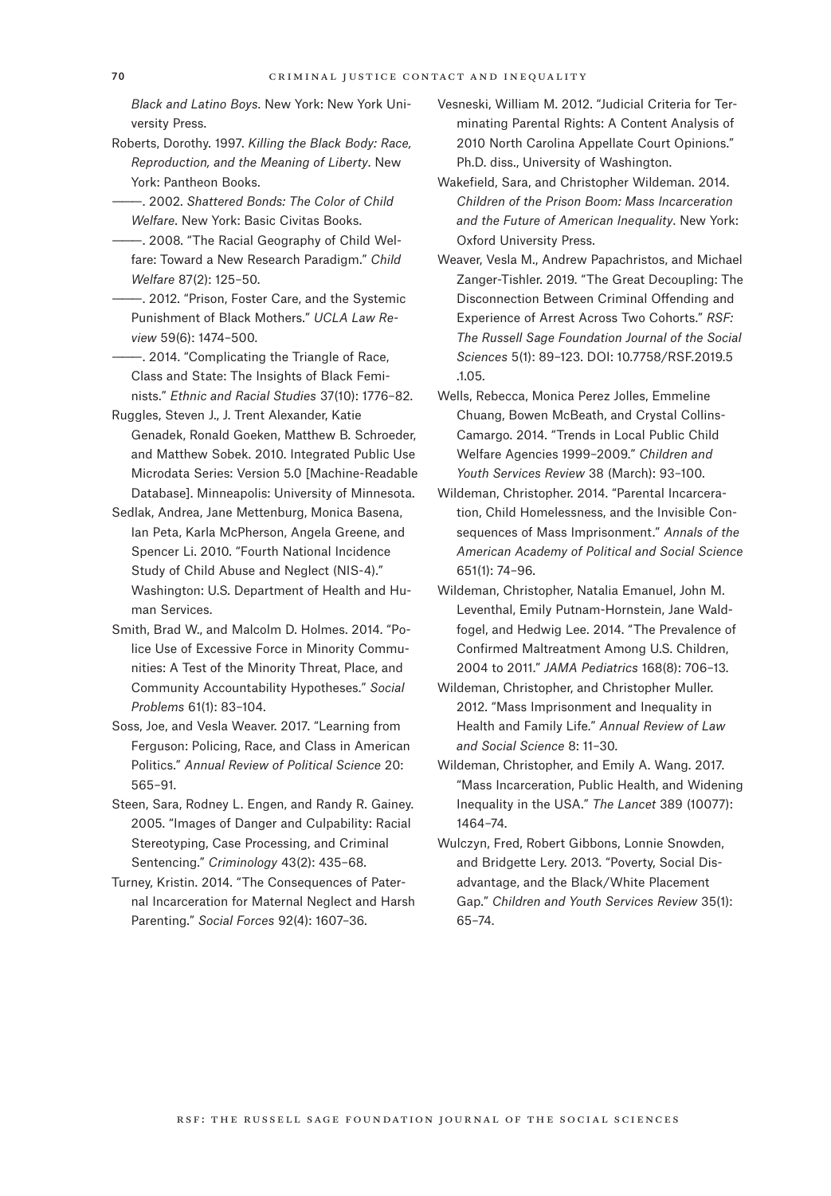*Black and Latino Boys*. New York: New York University Press.

Roberts, Dorothy. 1997. *Killing the Black Body: Race, Reproduction, and the Meaning of Liberty*. New York: Pantheon Books.

———. 2002. *Shattered Bonds: The Color of Child Welfare*. New York: Basic Civitas Books.

———. 2008. "The Racial Geography of Child Welfare: Toward a New Research Paradigm." *Child Welfare* 87(2): 125–50.

———. 2012. "Prison, Foster Care, and the Systemic Punishment of Black Mothers." *UCLA Law Review* 59(6): 1474–500.

———. 2014. "Complicating the Triangle of Race, Class and State: The Insights of Black Feminists." *Ethnic and Racial Studies* 37(10): 1776–82.

Ruggles, Steven J., J. Trent Alexander, Katie Genadek, Ronald Goeken, Matthew B. Schroeder, and Matthew Sobek. 2010. Integrated Public Use Microdata Series: Version 5.0 [Machine-Readable Database]. Minneapolis: University of Minnesota.

Sedlak, Andrea, Jane Mettenburg, Monica Basena, Ian Peta, Karla McPherson, Angela Greene, and Spencer Li. 2010. "Fourth National Incidence Study of Child Abuse and Neglect (NIS-4)." Washington: U.S. Department of Health and Human Services.

Smith, Brad W., and Malcolm D. Holmes. 2014. "Police Use of Excessive Force in Minority Communities: A Test of the Minority Threat, Place, and Community Accountability Hypotheses." *Social Problems* 61(1): 83–104.

Soss, Joe, and Vesla Weaver. 2017. "Learning from Ferguson: Policing, Race, and Class in American Politics." *Annual Review of Political Science* 20: 565–91.

Steen, Sara, Rodney L. Engen, and Randy R. Gainey. 2005. "Images of Danger and Culpability: Racial Stereotyping, Case Processing, and Criminal Sentencing." *Criminology* 43(2): 435–68.

Turney, Kristin. 2014. "The Consequences of Paternal Incarceration for Maternal Neglect and Harsh Parenting." *Social Forces* 92(4): 1607–36.

Vesneski, William M. 2012. "Judicial Criteria for Terminating Parental Rights: A Content Analysis of 2010 North Carolina Appellate Court Opinions." Ph.D. diss., University of Washington.

Wakefield, Sara, and Christopher Wildeman. 2014. *Children of the Prison Boom: Mass Incarceration and the Future of American Inequality*. New York: Oxford University Press.

Weaver, Vesla M., Andrew Papachristos, and Michael Zanger-Tishler. 2019. "The Great Decoupling: The Disconnection Between Criminal Offending and Experience of Arrest Across Two Cohorts." *RSF: The Russell Sage Foundation Journal of the Social Sciences* 5(1): 89–123. DOI: 10.7758/RSF.2019.5.1.05.

Wells, Rebecca, Monica Perez Jolles, Emmeline Chuang, Bowen McBeath, and Crystal Collins-Camargo. 2014. "Trends in Local Public Child Welfare Agencies 1999–2009." *Children and Youth Services Review* 38 (March): 93–100.

Wildeman, Christopher. 2014. "Parental Incarceration, Child Homelessness, and the Invisible Consequences of Mass Imprisonment." *Annals of the American Academy of Political and Social Science* 651(1): 74–96.

Wildeman, Christopher, Natalia Emanuel, John M. Leventhal, Emily Putnam-Hornstein, Jane Waldfogel, and Hedwig Lee. 2014. "The Prevalence of Confirmed Maltreatment Among U.S. Children, 2004 to 2011." *JAMA Pediatrics* 168(8): 706–13.

Wildeman, Christopher, and Christopher Muller. 2012. "Mass Imprisonment and Inequality in Health and Family Life." *Annual Review of Law and Social Science* 8: 11–30.

Wildeman, Christopher, and Emily A. Wang. 2017. "Mass Incarceration, Public Health, and Widening Inequality in the USA." *The Lancet* 389 (10077): 1464–74.

Wulczyn, Fred, Robert Gibbons, Lonnie Snowden, and Bridgette Lery. 2013. "Poverty, Social Disadvantage, and the Black/White Placement Gap." *Children and Youth Services Review* 35(1): 65–74.